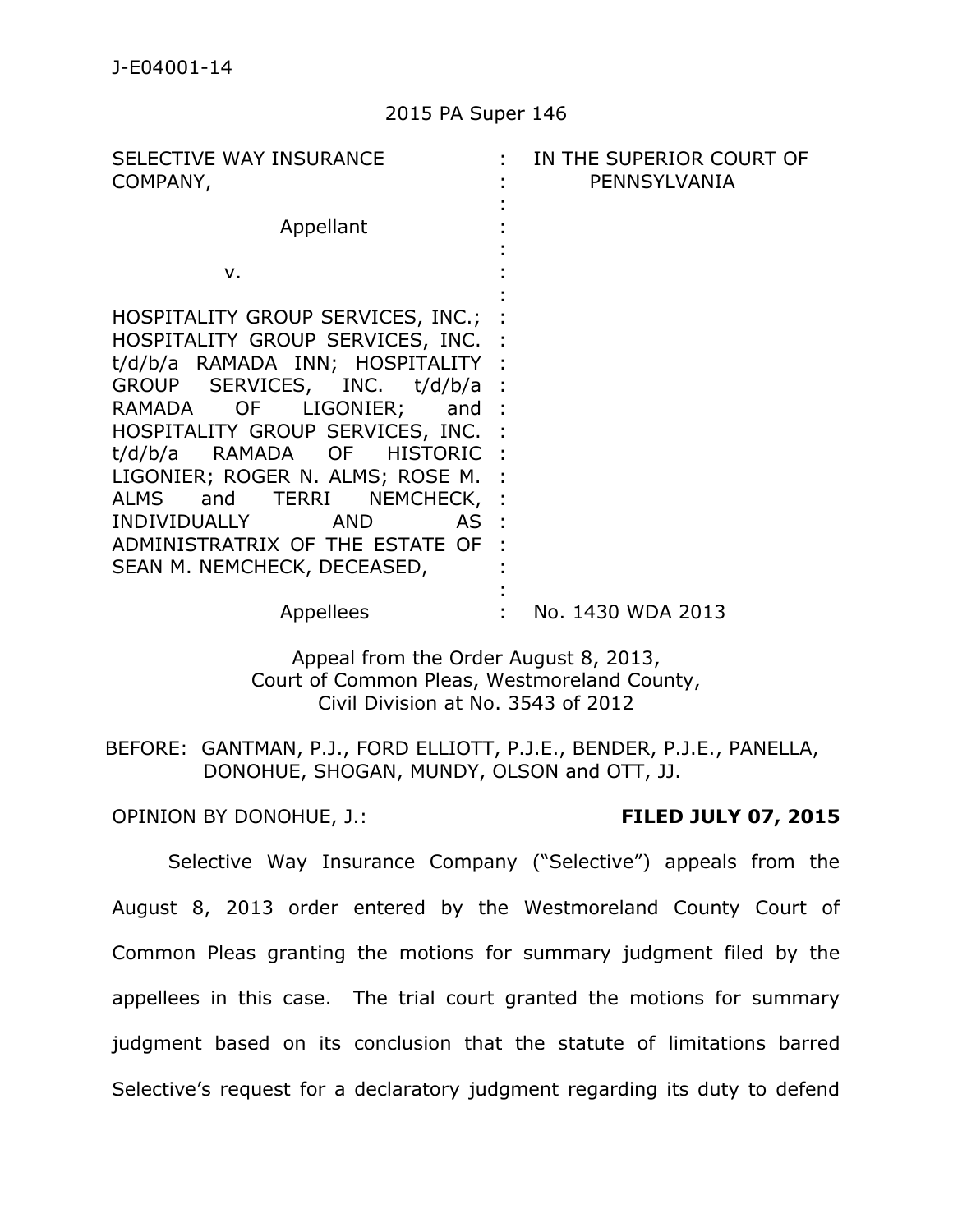J-E04001-14

2015 PA Super 146

| | | |
|---|---|---|
| SELECTIVE WAY INSURANCE COMPANY, | : | IN THE SUPERIOR COURT OF PENNSYLVANIA |
| Appellant | : | |
| v. | : | |
| HOSPITALITY GROUP SERVICES, INC.; HOSPITALITY GROUP SERVICES, INC. t/d/b/a RAMADA INN; HOSPITALITY GROUP SERVICES, INC. t/d/b/a RAMADA OF LIGONIER; and HOSPITALITY GROUP SERVICES, INC. t/d/b/a RAMADA OF HISTORIC LIGONIER; ROGER N. ALMS; ROSE M. ALMS and TERRI NEMCHECK, INDIVIDUALLY AND AS ADMINISTRATRIX OF THE ESTATE OF SEAN M. NEMCHECK, DECEASED, | : | |
| Appellees | : | No. 1430 WDA 2013 |

Appeal from the Order August 8, 2013,
Court of Common Pleas, Westmoreland County,
Civil Division at No. 3543 of 2012

BEFORE: GANTMAN, P.J., FORD ELLIOTT, P.J.E., BENDER, P.J.E., PANELLA, DONOHUE, SHOGAN, MUNDY, OLSON and OTT, JJ.

OPINION BY DONOHUE, J.: **FILED JULY 07, 2015**

Selective Way Insurance Company ("Selective") appeals from the August 8, 2013 order entered by the Westmoreland County Court of Common Pleas granting the motions for summary judgment filed by the appellees in this case. The trial court granted the motions for summary judgment based on its conclusion that the statute of limitations barred Selective's request for a declaratory judgment regarding its duty to defend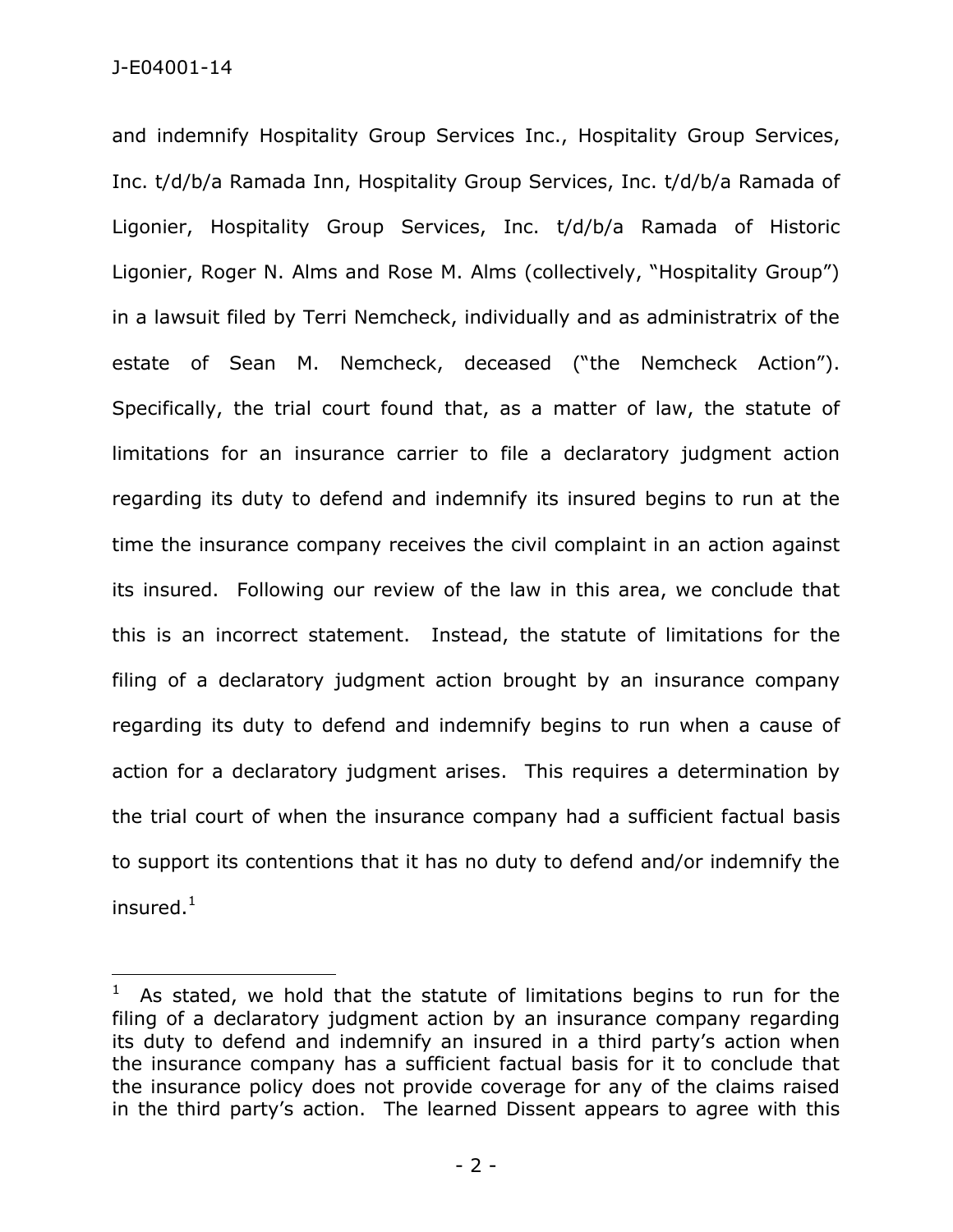and indemnify Hospitality Group Services Inc., Hospitality Group Services, Inc. t/d/b/a Ramada Inn, Hospitality Group Services, Inc. t/d/b/a Ramada of Ligonier, Hospitality Group Services, Inc. t/d/b/a Ramada of Historic Ligonier, Roger N. Alms and Rose M. Alms (collectively, "Hospitality Group") in a lawsuit filed by Terri Nemcheck, individually and as administratrix of the estate of Sean M. Nemcheck, deceased ("the Nemcheck Action"). Specifically, the trial court found that, as a matter of law, the statute of limitations for an insurance carrier to file a declaratory judgment action regarding its duty to defend and indemnify its insured begins to run at the time the insurance company receives the civil complaint in an action against its insured. Following our review of the law in this area, we conclude that this is an incorrect statement. Instead, the statute of limitations for the filing of a declaratory judgment action brought by an insurance company regarding its duty to defend and indemnify begins to run when a cause of action for a declaratory judgment arises. This requires a determination by the trial court of when the insurance company had a sufficient factual basis to support its contentions that it has no duty to defend and/or indemnify the insured.[1]

[1] As stated, we hold that the statute of limitations begins to run for the filing of a declaratory judgment action by an insurance company regarding its duty to defend and indemnify an insured in a third party's action when the insurance company has a sufficient factual basis for it to conclude that the insurance policy does not provide coverage for any of the claims raised in the third party's action. The learned Dissent appears to agree with this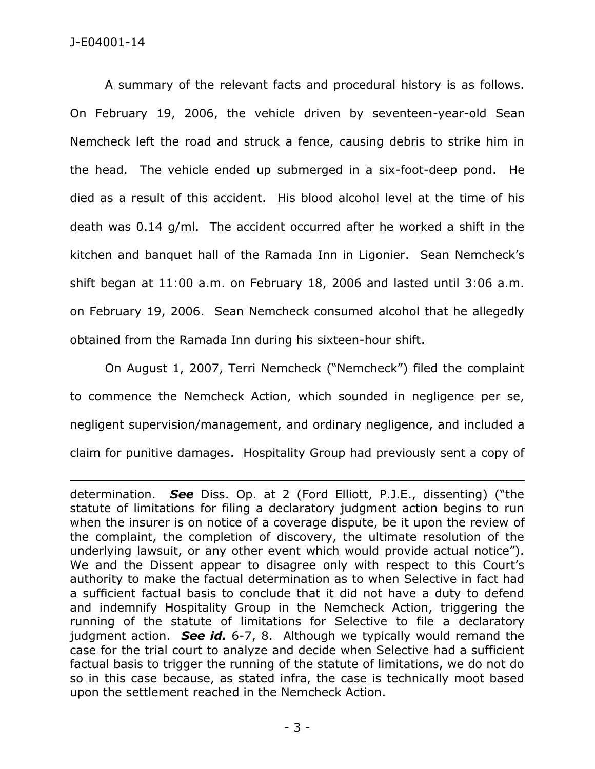A summary of the relevant facts and procedural history is as follows. On February 19, 2006, the vehicle driven by seventeen-year-old Sean Nemcheck left the road and struck a fence, causing debris to strike him in the head. The vehicle ended up submerged in a six-foot-deep pond. He died as a result of this accident. His blood alcohol level at the time of his death was 0.14 g/ml. The accident occurred after he worked a shift in the kitchen and banquet hall of the Ramada Inn in Ligonier. Sean Nemcheck's shift began at 11:00 a.m. on February 18, 2006 and lasted until 3:06 a.m. on February 19, 2006. Sean Nemcheck consumed alcohol that he allegedly obtained from the Ramada Inn during his sixteen-hour shift.

On August 1, 2007, Terri Nemcheck ("Nemcheck") filed the complaint to commence the Nemcheck Action, which sounded in negligence per se, negligent supervision/management, and ordinary negligence, and included a claim for punitive damages. Hospitality Group had previously sent a copy of

---

determination. ***See*** Diss. Op. at 2 (Ford Elliott, P.J.E., dissenting) ("the statute of limitations for filing a declaratory judgment action begins to run when the insurer is on notice of a coverage dispute, be it upon the review of the complaint, the completion of discovery, the ultimate resolution of the underlying lawsuit, or any other event which would provide actual notice"). We and the Dissent appear to disagree only with respect to this Court's authority to make the factual determination as to when Selective in fact had a sufficient factual basis to conclude that it did not have a duty to defend and indemnify Hospitality Group in the Nemcheck Action, triggering the running of the statute of limitations for Selective to file a declaratory judgment action. ***See id.*** 6-7, 8. Although we typically would remand the case for the trial court to analyze and decide when Selective had a sufficient factual basis to trigger the running of the statute of limitations, we do not do so in this case because, as stated infra, the case is technically moot based upon the settlement reached in the Nemcheck Action.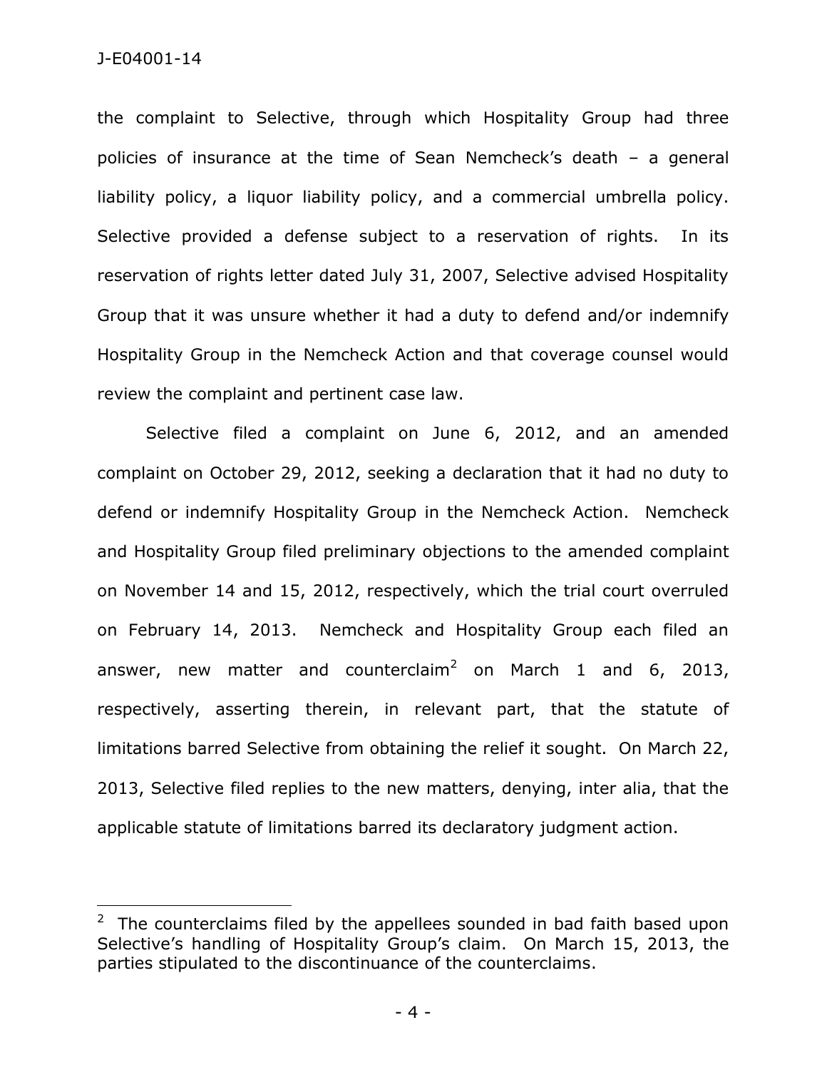the complaint to Selective, through which Hospitality Group had three policies of insurance at the time of Sean Nemcheck's death – a general liability policy, a liquor liability policy, and a commercial umbrella policy. Selective provided a defense subject to a reservation of rights. In its reservation of rights letter dated July 31, 2007, Selective advised Hospitality Group that it was unsure whether it had a duty to defend and/or indemnify Hospitality Group in the Nemcheck Action and that coverage counsel would review the complaint and pertinent case law.

Selective filed a complaint on June 6, 2012, and an amended complaint on October 29, 2012, seeking a declaration that it had no duty to defend or indemnify Hospitality Group in the Nemcheck Action. Nemcheck and Hospitality Group filed preliminary objections to the amended complaint on November 14 and 15, 2012, respectively, which the trial court overruled on February 14, 2013. Nemcheck and Hospitality Group each filed an answer, new matter and counterclaim[2] on March 1 and 6, 2013, respectively, asserting therein, in relevant part, that the statute of limitations barred Selective from obtaining the relief it sought. On March 22, 2013, Selective filed replies to the new matters, denying, inter alia, that the applicable statute of limitations barred its declaratory judgment action.

---

[2] The counterclaims filed by the appellees sounded in bad faith based upon Selective's handling of Hospitality Group's claim. On March 15, 2013, the parties stipulated to the discontinuance of the counterclaims.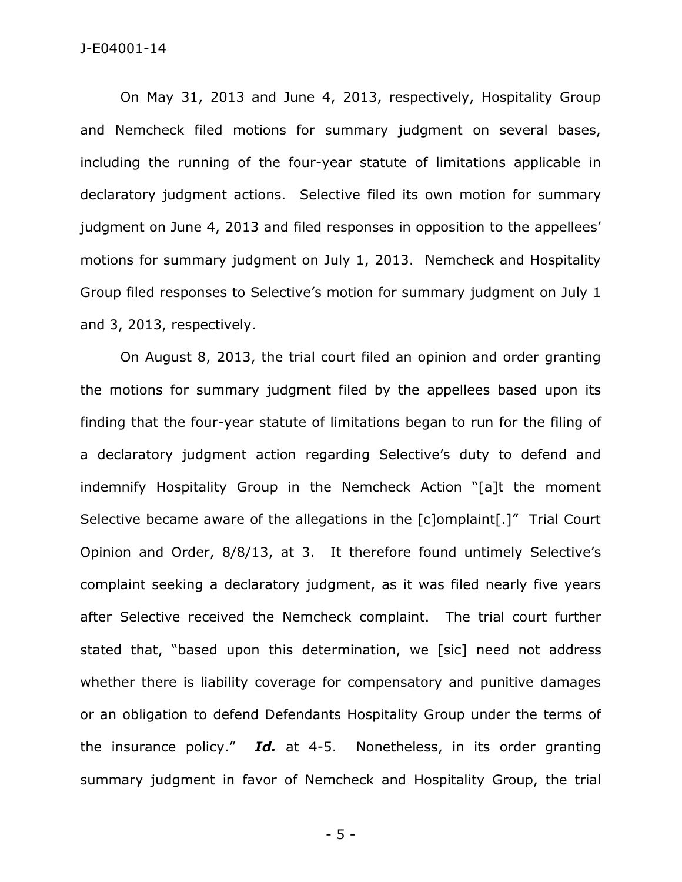On May 31, 2013 and June 4, 2013, respectively, Hospitality Group and Nemcheck filed motions for summary judgment on several bases, including the running of the four-year statute of limitations applicable in declaratory judgment actions. Selective filed its own motion for summary judgment on June 4, 2013 and filed responses in opposition to the appellees' motions for summary judgment on July 1, 2013. Nemcheck and Hospitality Group filed responses to Selective's motion for summary judgment on July 1 and 3, 2013, respectively.

On August 8, 2013, the trial court filed an opinion and order granting the motions for summary judgment filed by the appellees based upon its finding that the four-year statute of limitations began to run for the filing of a declaratory judgment action regarding Selective's duty to defend and indemnify Hospitality Group in the Nemcheck Action "[a]t the moment Selective became aware of the allegations in the [c]omplaint[.]" Trial Court Opinion and Order, 8/8/13, at 3. It therefore found untimely Selective's complaint seeking a declaratory judgment, as it was filed nearly five years after Selective received the Nemcheck complaint. The trial court further stated that, "based upon this determination, we [sic] need not address whether there is liability coverage for compensatory and punitive damages or an obligation to defend Defendants Hospitality Group under the terms of the insurance policy." ***Id.*** at 4-5. Nonetheless, in its order granting summary judgment in favor of Nemcheck and Hospitality Group, the trial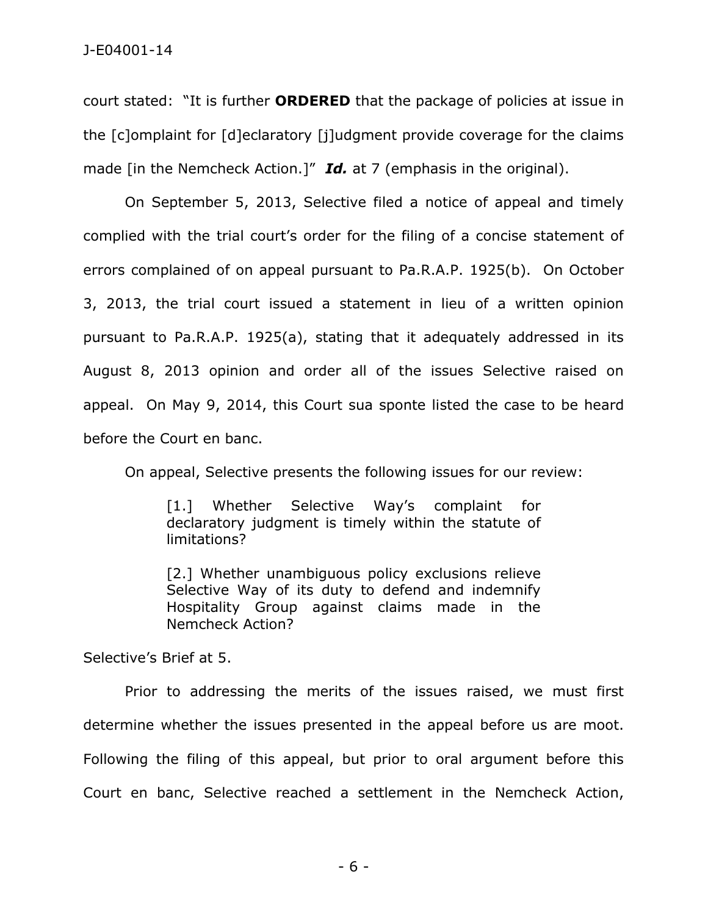court stated: "It is further **ORDERED** that the package of policies at issue in the [c]omplaint for [d]eclaratory [j]udgment provide coverage for the claims made [in the Nemcheck Action.]" ***Id.*** at 7 (emphasis in the original).

On September 5, 2013, Selective filed a notice of appeal and timely complied with the trial court's order for the filing of a concise statement of errors complained of on appeal pursuant to Pa.R.A.P. 1925(b). On October 3, 2013, the trial court issued a statement in lieu of a written opinion pursuant to Pa.R.A.P. 1925(a), stating that it adequately addressed in its August 8, 2013 opinion and order all of the issues Selective raised on appeal. On May 9, 2014, this Court sua sponte listed the case to be heard before the Court en banc.

On appeal, Selective presents the following issues for our review:

> [1.] Whether Selective Way's complaint for declaratory judgment is timely within the statute of limitations?
>
> [2.] Whether unambiguous policy exclusions relieve Selective Way of its duty to defend and indemnify Hospitality Group against claims made in the Nemcheck Action?

Selective's Brief at 5.

Prior to addressing the merits of the issues raised, we must first determine whether the issues presented in the appeal before us are moot. Following the filing of this appeal, but prior to oral argument before this Court en banc, Selective reached a settlement in the Nemcheck Action,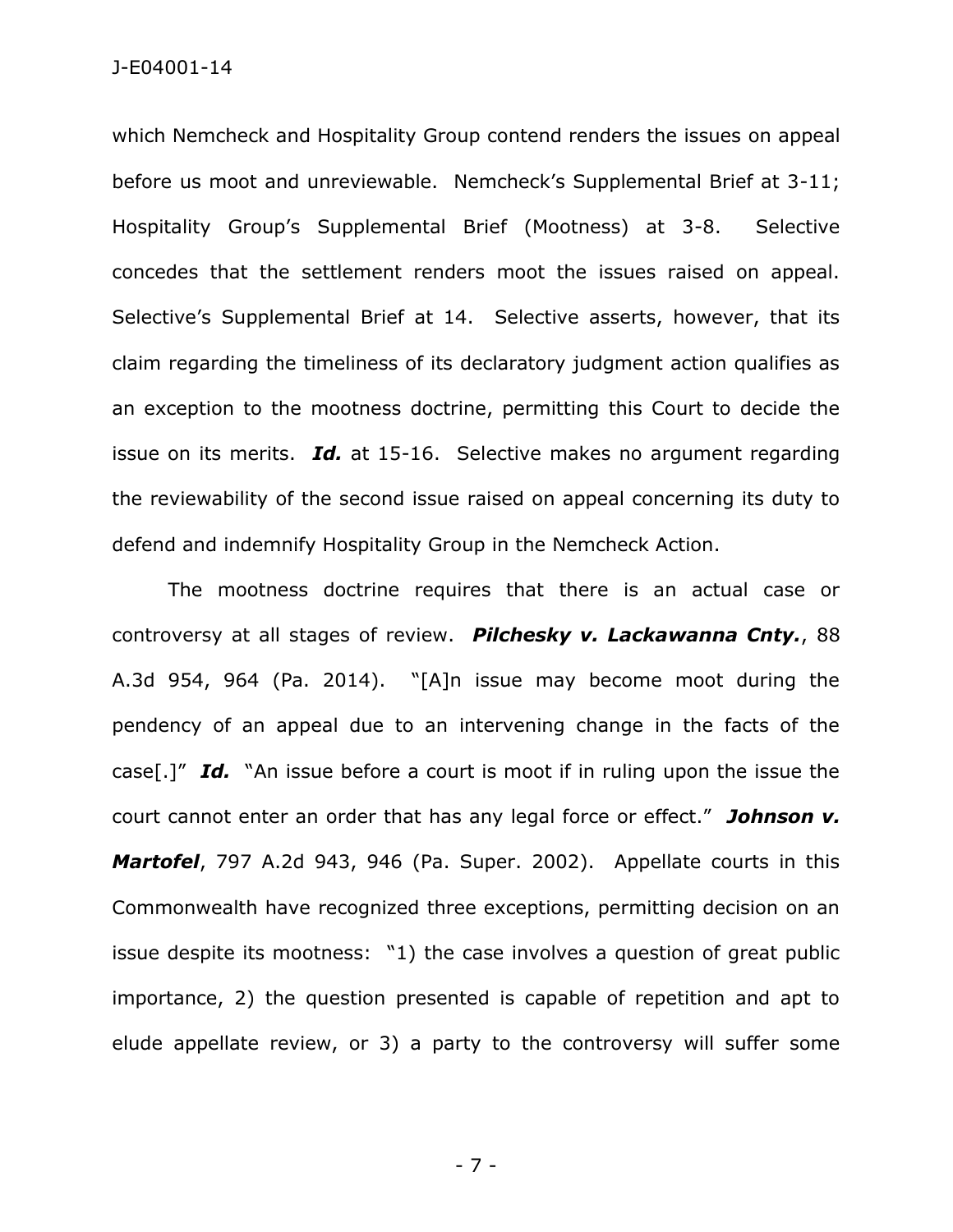which Nemcheck and Hospitality Group contend renders the issues on appeal before us moot and unreviewable. Nemcheck's Supplemental Brief at 3-11; Hospitality Group's Supplemental Brief (Mootness) at 3-8. Selective concedes that the settlement renders moot the issues raised on appeal. Selective's Supplemental Brief at 14. Selective asserts, however, that its claim regarding the timeliness of its declaratory judgment action qualifies as an exception to the mootness doctrine, permitting this Court to decide the issue on its merits. ***Id.*** at 15-16. Selective makes no argument regarding the reviewability of the second issue raised on appeal concerning its duty to defend and indemnify Hospitality Group in the Nemcheck Action.

The mootness doctrine requires that there is an actual case or controversy at all stages of review. ***Pilchesky v. Lackawanna Cnty.***, 88 A.3d 954, 964 (Pa. 2014). "[A]n issue may become moot during the pendency of an appeal due to an intervening change in the facts of the case[.]" ***Id.*** "An issue before a court is moot if in ruling upon the issue the court cannot enter an order that has any legal force or effect." ***Johnson v. Martofel***, 797 A.2d 943, 946 (Pa. Super. 2002). Appellate courts in this Commonwealth have recognized three exceptions, permitting decision on an issue despite its mootness: "1) the case involves a question of great public importance, 2) the question presented is capable of repetition and apt to elude appellate review, or 3) a party to the controversy will suffer some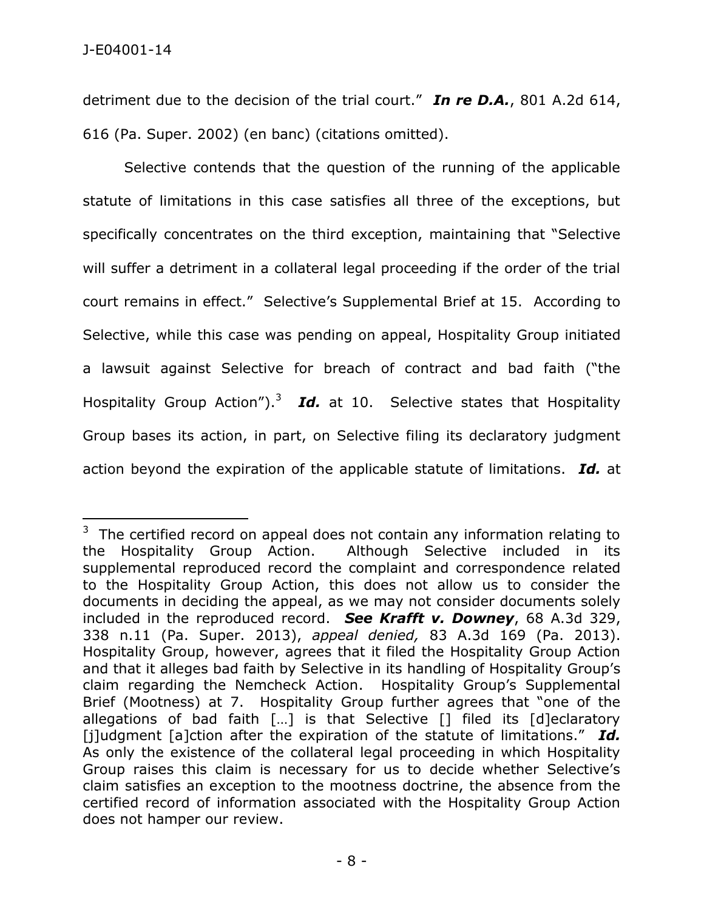detriment due to the decision of the trial court." ***In re D.A.***, 801 A.2d 614, 616 (Pa. Super. 2002) (en banc) (citations omitted).

Selective contends that the question of the running of the applicable statute of limitations in this case satisfies all three of the exceptions, but specifically concentrates on the third exception, maintaining that "Selective will suffer a detriment in a collateral legal proceeding if the order of the trial court remains in effect." Selective's Supplemental Brief at 15. According to Selective, while this case was pending on appeal, Hospitality Group initiated a lawsuit against Selective for breach of contract and bad faith ("the Hospitality Group Action").[3] ***Id.*** at 10. Selective states that Hospitality Group bases its action, in part, on Selective filing its declaratory judgment action beyond the expiration of the applicable statute of limitations. ***Id.*** at

---

[3] The certified record on appeal does not contain any information relating to the Hospitality Group Action. Although Selective included in its supplemental reproduced record the complaint and correspondence related to the Hospitality Group Action, this does not allow us to consider the documents in deciding the appeal, as we may not consider documents solely included in the reproduced record. ***See Krafft v. Downey***, 68 A.3d 329, 338 n.11 (Pa. Super. 2013), *appeal denied,* 83 A.3d 169 (Pa. 2013). Hospitality Group, however, agrees that it filed the Hospitality Group Action and that it alleges bad faith by Selective in its handling of Hospitality Group's claim regarding the Nemcheck Action. Hospitality Group's Supplemental Brief (Mootness) at 7. Hospitality Group further agrees that "one of the allegations of bad faith […] is that Selective [] filed its [d]eclaratory [j]udgment [a]ction after the expiration of the statute of limitations." ***Id.*** As only the existence of the collateral legal proceeding in which Hospitality Group raises this claim is necessary for us to decide whether Selective's claim satisfies an exception to the mootness doctrine, the absence from the certified record of information associated with the Hospitality Group Action does not hamper our review.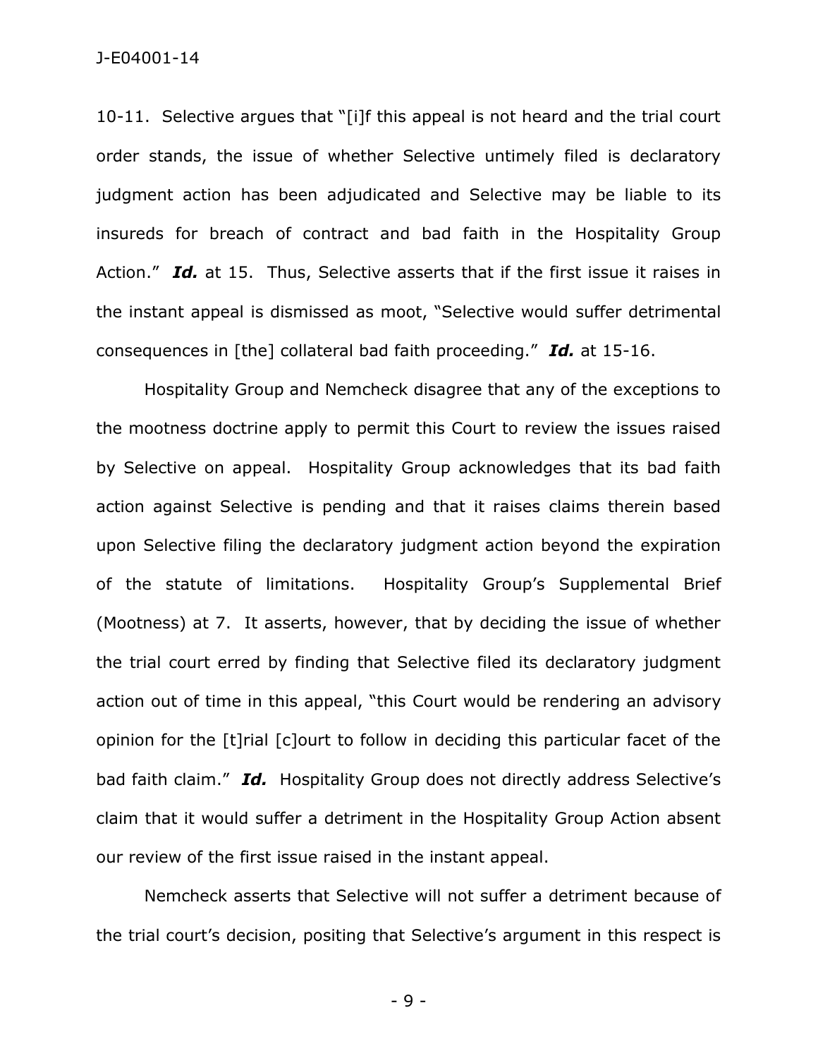10-11. Selective argues that "[i]f this appeal is not heard and the trial court order stands, the issue of whether Selective untimely filed is declaratory judgment action has been adjudicated and Selective may be liable to its insureds for breach of contract and bad faith in the Hospitality Group Action." ***Id.*** at 15. Thus, Selective asserts that if the first issue it raises in the instant appeal is dismissed as moot, "Selective would suffer detrimental consequences in [the] collateral bad faith proceeding." ***Id.*** at 15-16.

Hospitality Group and Nemcheck disagree that any of the exceptions to the mootness doctrine apply to permit this Court to review the issues raised by Selective on appeal. Hospitality Group acknowledges that its bad faith action against Selective is pending and that it raises claims therein based upon Selective filing the declaratory judgment action beyond the expiration of the statute of limitations. Hospitality Group's Supplemental Brief (Mootness) at 7. It asserts, however, that by deciding the issue of whether the trial court erred by finding that Selective filed its declaratory judgment action out of time in this appeal, "this Court would be rendering an advisory opinion for the [t]rial [c]ourt to follow in deciding this particular facet of the bad faith claim." ***Id.*** Hospitality Group does not directly address Selective's claim that it would suffer a detriment in the Hospitality Group Action absent our review of the first issue raised in the instant appeal.

Nemcheck asserts that Selective will not suffer a detriment because of the trial court's decision, positing that Selective's argument in this respect is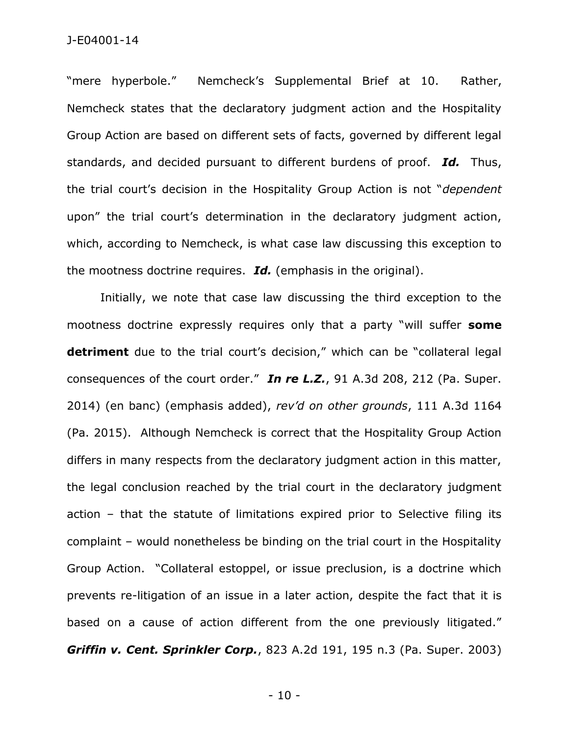"mere hyperbole." Nemcheck's Supplemental Brief at 10. Rather, Nemcheck states that the declaratory judgment action and the Hospitality Group Action are based on different sets of facts, governed by different legal standards, and decided pursuant to different burdens of proof. ***Id.*** Thus, the trial court's decision in the Hospitality Group Action is not "*dependent* upon" the trial court's determination in the declaratory judgment action, which, according to Nemcheck, is what case law discussing this exception to the mootness doctrine requires. ***Id.*** (emphasis in the original).

Initially, we note that case law discussing the third exception to the mootness doctrine expressly requires only that a party "will suffer **some detriment** due to the trial court's decision," which can be "collateral legal consequences of the court order." ***In re L.Z.***, 91 A.3d 208, 212 (Pa. Super. 2014) (en banc) (emphasis added), *rev'd on other grounds*, 111 A.3d 1164 (Pa. 2015). Although Nemcheck is correct that the Hospitality Group Action differs in many respects from the declaratory judgment action in this matter, the legal conclusion reached by the trial court in the declaratory judgment action – that the statute of limitations expired prior to Selective filing its complaint – would nonetheless be binding on the trial court in the Hospitality Group Action. "Collateral estoppel, or issue preclusion, is a doctrine which prevents re-litigation of an issue in a later action, despite the fact that it is based on a cause of action different from the one previously litigated." ***Griffin v. Cent. Sprinkler Corp.***, 823 A.2d 191, 195 n.3 (Pa. Super. 2003)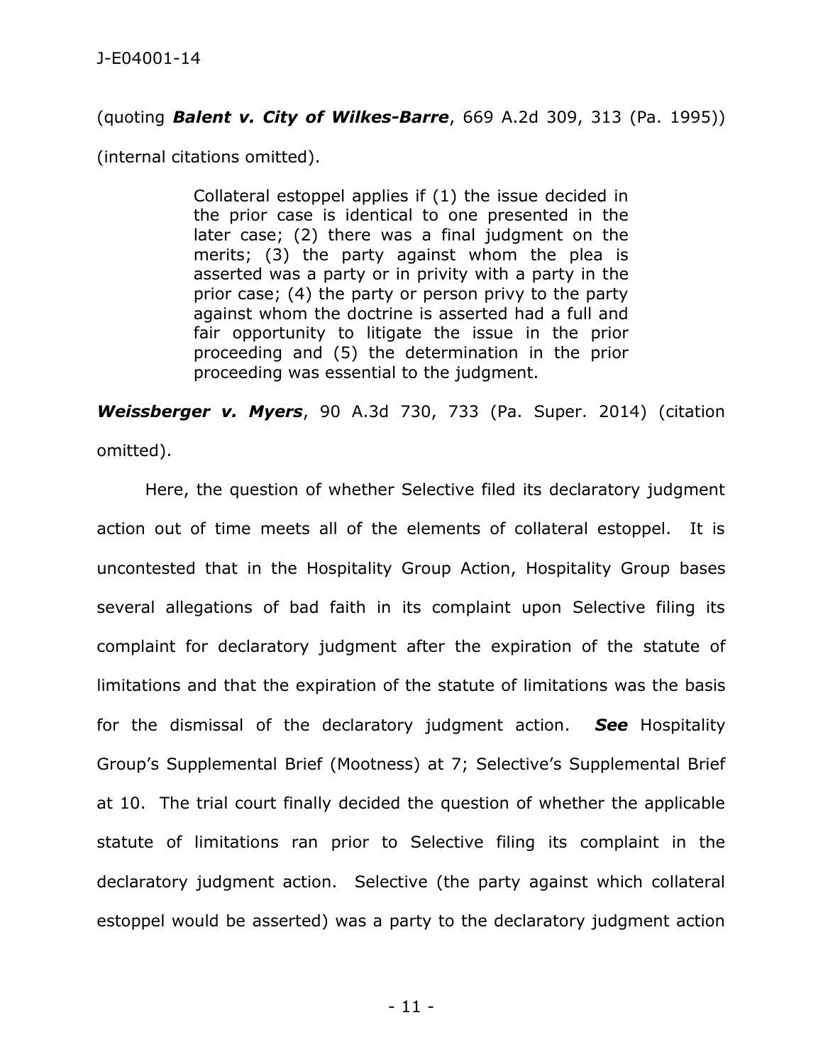(quoting ***Balent v. City of Wilkes-Barre***, 669 A.2d 309, 313 (Pa. 1995)) (internal citations omitted).

> Collateral estoppel applies if (1) the issue decided in the prior case is identical to one presented in the later case; (2) there was a final judgment on the merits; (3) the party against whom the plea is asserted was a party or in privity with a party in the prior case; (4) the party or person privy to the party against whom the doctrine is asserted had a full and fair opportunity to litigate the issue in the prior proceeding and (5) the determination in the prior proceeding was essential to the judgment.

***Weissberger v. Myers***, 90 A.3d 730, 733 (Pa. Super. 2014) (citation omitted).

Here, the question of whether Selective filed its declaratory judgment action out of time meets all of the elements of collateral estoppel. It is uncontested that in the Hospitality Group Action, Hospitality Group bases several allegations of bad faith in its complaint upon Selective filing its complaint for declaratory judgment after the expiration of the statute of limitations and that the expiration of the statute of limitations was the basis for the dismissal of the declaratory judgment action. ***See*** Hospitality Group's Supplemental Brief (Mootness) at 7; Selective's Supplemental Brief at 10. The trial court finally decided the question of whether the applicable statute of limitations ran prior to Selective filing its complaint in the declaratory judgment action. Selective (the party against which collateral estoppel would be asserted) was a party to the declaratory judgment action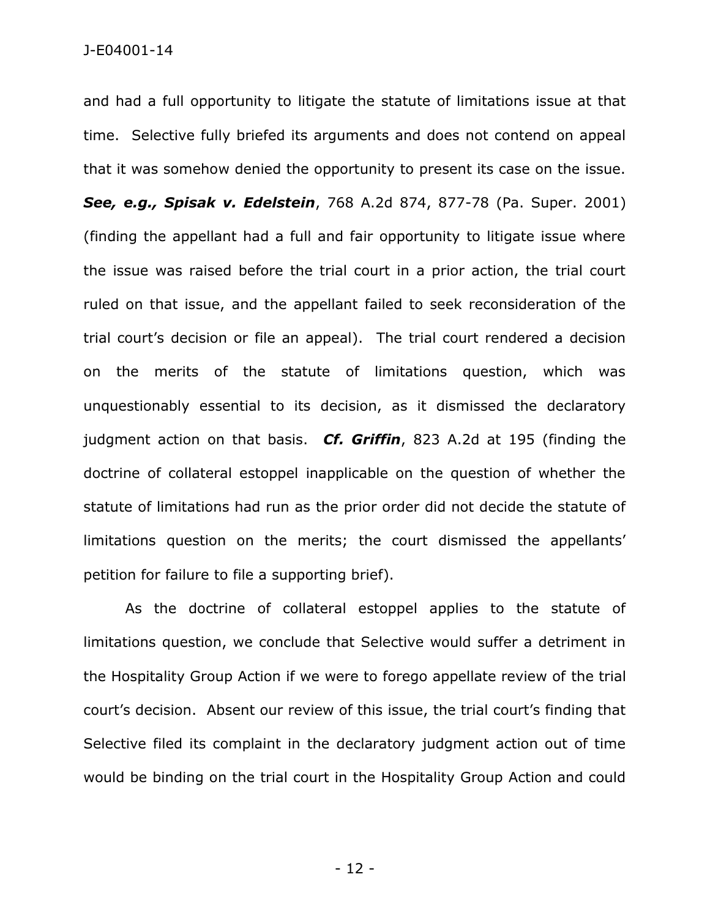and had a full opportunity to litigate the statute of limitations issue at that time. Selective fully briefed its arguments and does not contend on appeal that it was somehow denied the opportunity to present its case on the issue. ***See, e.g., Spisak v. Edelstein***, 768 A.2d 874, 877-78 (Pa. Super. 2001) (finding the appellant had a full and fair opportunity to litigate issue where the issue was raised before the trial court in a prior action, the trial court ruled on that issue, and the appellant failed to seek reconsideration of the trial court's decision or file an appeal). The trial court rendered a decision on the merits of the statute of limitations question, which was unquestionably essential to its decision, as it dismissed the declaratory judgment action on that basis. ***Cf. Griffin***, 823 A.2d at 195 (finding the doctrine of collateral estoppel inapplicable on the question of whether the statute of limitations had run as the prior order did not decide the statute of limitations question on the merits; the court dismissed the appellants' petition for failure to file a supporting brief).

As the doctrine of collateral estoppel applies to the statute of limitations question, we conclude that Selective would suffer a detriment in the Hospitality Group Action if we were to forego appellate review of the trial court's decision. Absent our review of this issue, the trial court's finding that Selective filed its complaint in the declaratory judgment action out of time would be binding on the trial court in the Hospitality Group Action and could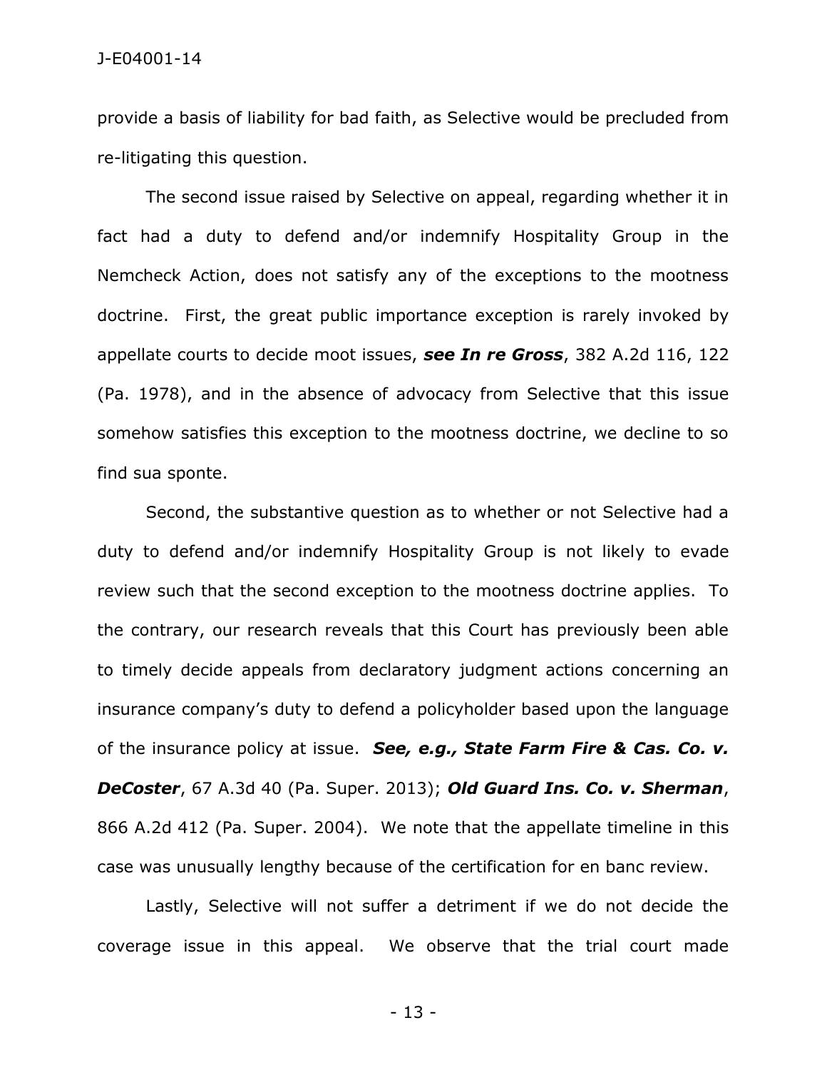provide a basis of liability for bad faith, as Selective would be precluded from re-litigating this question.

The second issue raised by Selective on appeal, regarding whether it in fact had a duty to defend and/or indemnify Hospitality Group in the Nemcheck Action, does not satisfy any of the exceptions to the mootness doctrine. First, the great public importance exception is rarely invoked by appellate courts to decide moot issues, ***see In re Gross***, 382 A.2d 116, 122 (Pa. 1978), and in the absence of advocacy from Selective that this issue somehow satisfies this exception to the mootness doctrine, we decline to so find sua sponte.

Second, the substantive question as to whether or not Selective had a duty to defend and/or indemnify Hospitality Group is not likely to evade review such that the second exception to the mootness doctrine applies. To the contrary, our research reveals that this Court has previously been able to timely decide appeals from declaratory judgment actions concerning an insurance company's duty to defend a policyholder based upon the language of the insurance policy at issue. ***See, e.g., State Farm Fire & Cas. Co. v. DeCoster***, 67 A.3d 40 (Pa. Super. 2013); ***Old Guard Ins. Co. v. Sherman***, 866 A.2d 412 (Pa. Super. 2004). We note that the appellate timeline in this case was unusually lengthy because of the certification for en banc review.

Lastly, Selective will not suffer a detriment if we do not decide the coverage issue in this appeal. We observe that the trial court made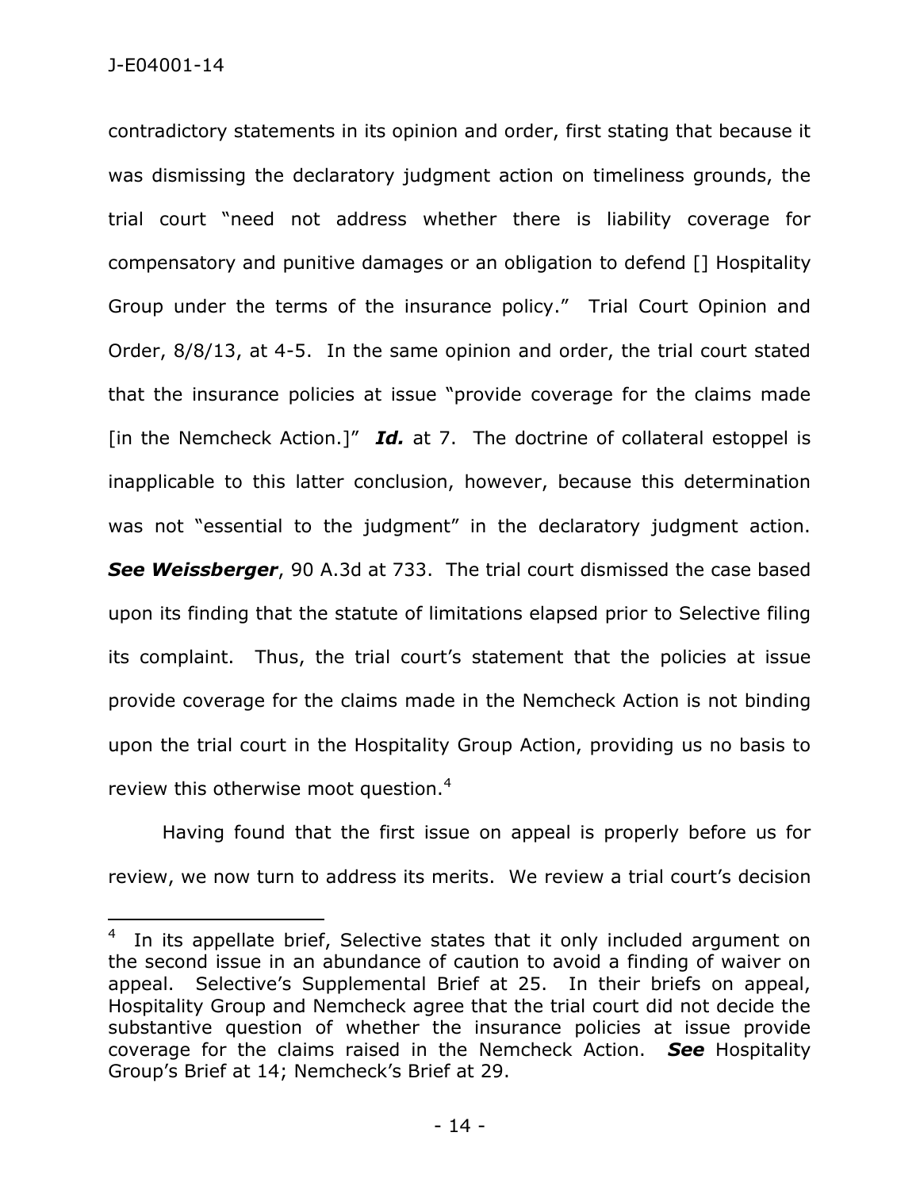contradictory statements in its opinion and order, first stating that because it was dismissing the declaratory judgment action on timeliness grounds, the trial court "need not address whether there is liability coverage for compensatory and punitive damages or an obligation to defend [] Hospitality Group under the terms of the insurance policy." Trial Court Opinion and Order, 8/8/13, at 4-5. In the same opinion and order, the trial court stated that the insurance policies at issue "provide coverage for the claims made [in the Nemcheck Action.]" ***Id.*** at 7. The doctrine of collateral estoppel is inapplicable to this latter conclusion, however, because this determination was not "essential to the judgment" in the declaratory judgment action. ***See Weissberger***, 90 A.3d at 733. The trial court dismissed the case based upon its finding that the statute of limitations elapsed prior to Selective filing its complaint. Thus, the trial court's statement that the policies at issue provide coverage for the claims made in the Nemcheck Action is not binding upon the trial court in the Hospitality Group Action, providing us no basis to review this otherwise moot question.[4]

Having found that the first issue on appeal is properly before us for review, we now turn to address its merits. We review a trial court's decision

---

[4] In its appellate brief, Selective states that it only included argument on the second issue in an abundance of caution to avoid a finding of waiver on appeal. Selective's Supplemental Brief at 25. In their briefs on appeal, Hospitality Group and Nemcheck agree that the trial court did not decide the substantive question of whether the insurance policies at issue provide coverage for the claims raised in the Nemcheck Action. ***See*** Hospitality Group's Brief at 14; Nemcheck's Brief at 29.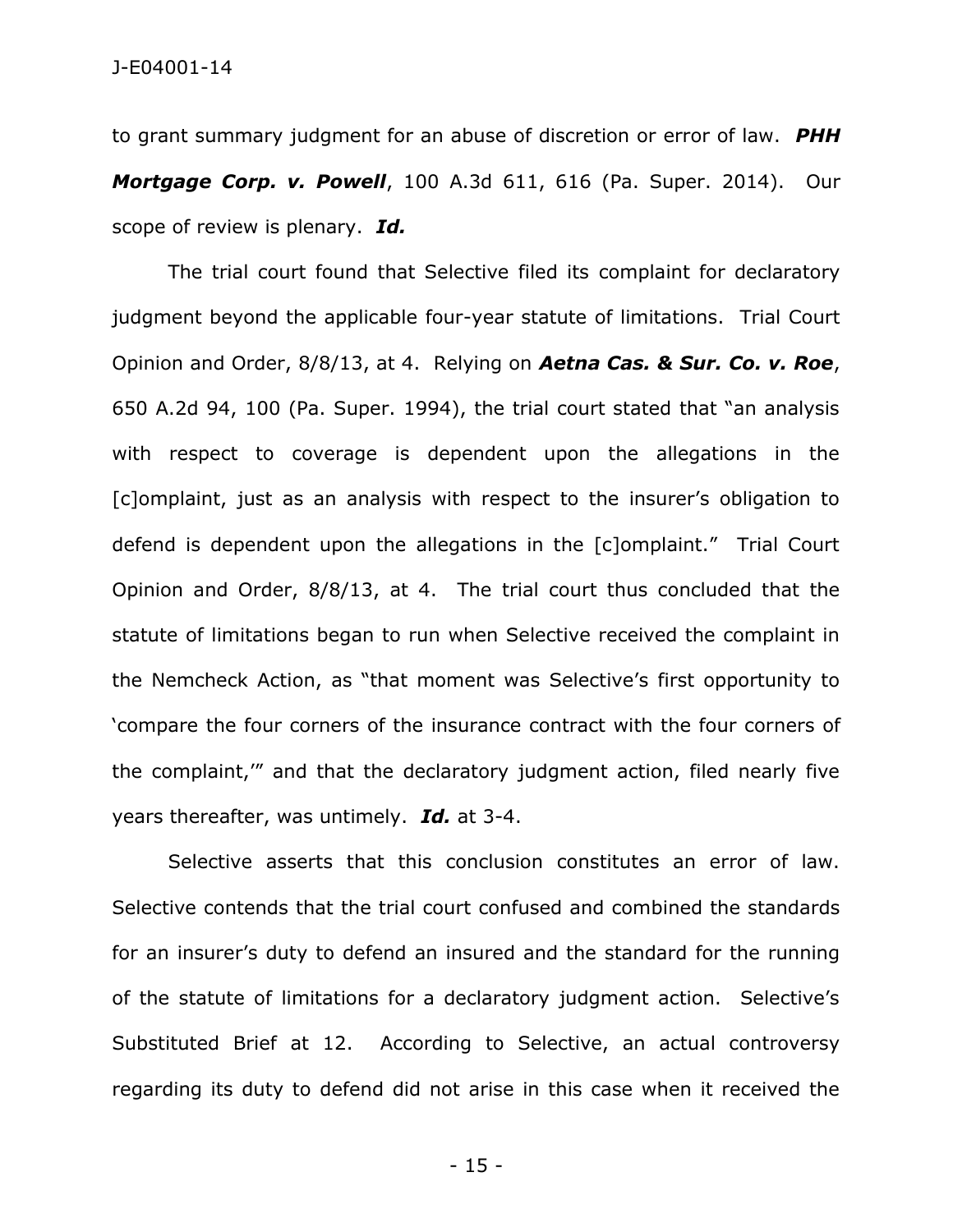to grant summary judgment for an abuse of discretion or error of law. ***PHH Mortgage Corp. v. Powell***, 100 A.3d 611, 616 (Pa. Super. 2014). Our scope of review is plenary. ***Id.***

The trial court found that Selective filed its complaint for declaratory judgment beyond the applicable four-year statute of limitations. Trial Court Opinion and Order, 8/8/13, at 4. Relying on ***Aetna Cas. & Sur. Co. v. Roe***, 650 A.2d 94, 100 (Pa. Super. 1994), the trial court stated that "an analysis with respect to coverage is dependent upon the allegations in the [c]omplaint, just as an analysis with respect to the insurer's obligation to defend is dependent upon the allegations in the [c]omplaint." Trial Court Opinion and Order, 8/8/13, at 4. The trial court thus concluded that the statute of limitations began to run when Selective received the complaint in the Nemcheck Action, as "that moment was Selective's first opportunity to 'compare the four corners of the insurance contract with the four corners of the complaint,'" and that the declaratory judgment action, filed nearly five years thereafter, was untimely. ***Id.*** at 3-4.

Selective asserts that this conclusion constitutes an error of law. Selective contends that the trial court confused and combined the standards for an insurer's duty to defend an insured and the standard for the running of the statute of limitations for a declaratory judgment action. Selective's Substituted Brief at 12. According to Selective, an actual controversy regarding its duty to defend did not arise in this case when it received the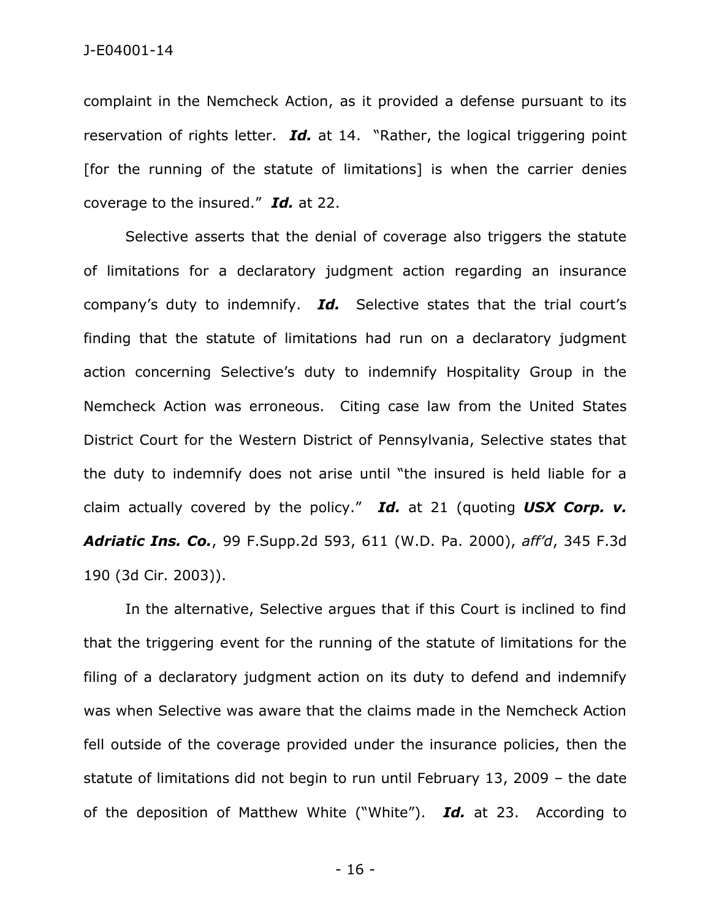complaint in the Nemcheck Action, as it provided a defense pursuant to its reservation of rights letter. ***Id.*** at 14. "Rather, the logical triggering point [for the running of the statute of limitations] is when the carrier denies coverage to the insured." ***Id.*** at 22.

Selective asserts that the denial of coverage also triggers the statute of limitations for a declaratory judgment action regarding an insurance company's duty to indemnify. ***Id.*** Selective states that the trial court's finding that the statute of limitations had run on a declaratory judgment action concerning Selective's duty to indemnify Hospitality Group in the Nemcheck Action was erroneous. Citing case law from the United States District Court for the Western District of Pennsylvania, Selective states that the duty to indemnify does not arise until "the insured is held liable for a claim actually covered by the policy." ***Id.*** at 21 (quoting ***USX Corp. v. Adriatic Ins. Co.***, 99 F.Supp.2d 593, 611 (W.D. Pa. 2000), *aff'd*, 345 F.3d 190 (3d Cir. 2003)).

In the alternative, Selective argues that if this Court is inclined to find that the triggering event for the running of the statute of limitations for the filing of a declaratory judgment action on its duty to defend and indemnify was when Selective was aware that the claims made in the Nemcheck Action fell outside of the coverage provided under the insurance policies, then the statute of limitations did not begin to run until February 13, 2009 – the date of the deposition of Matthew White ("White"). ***Id.*** at 23. According to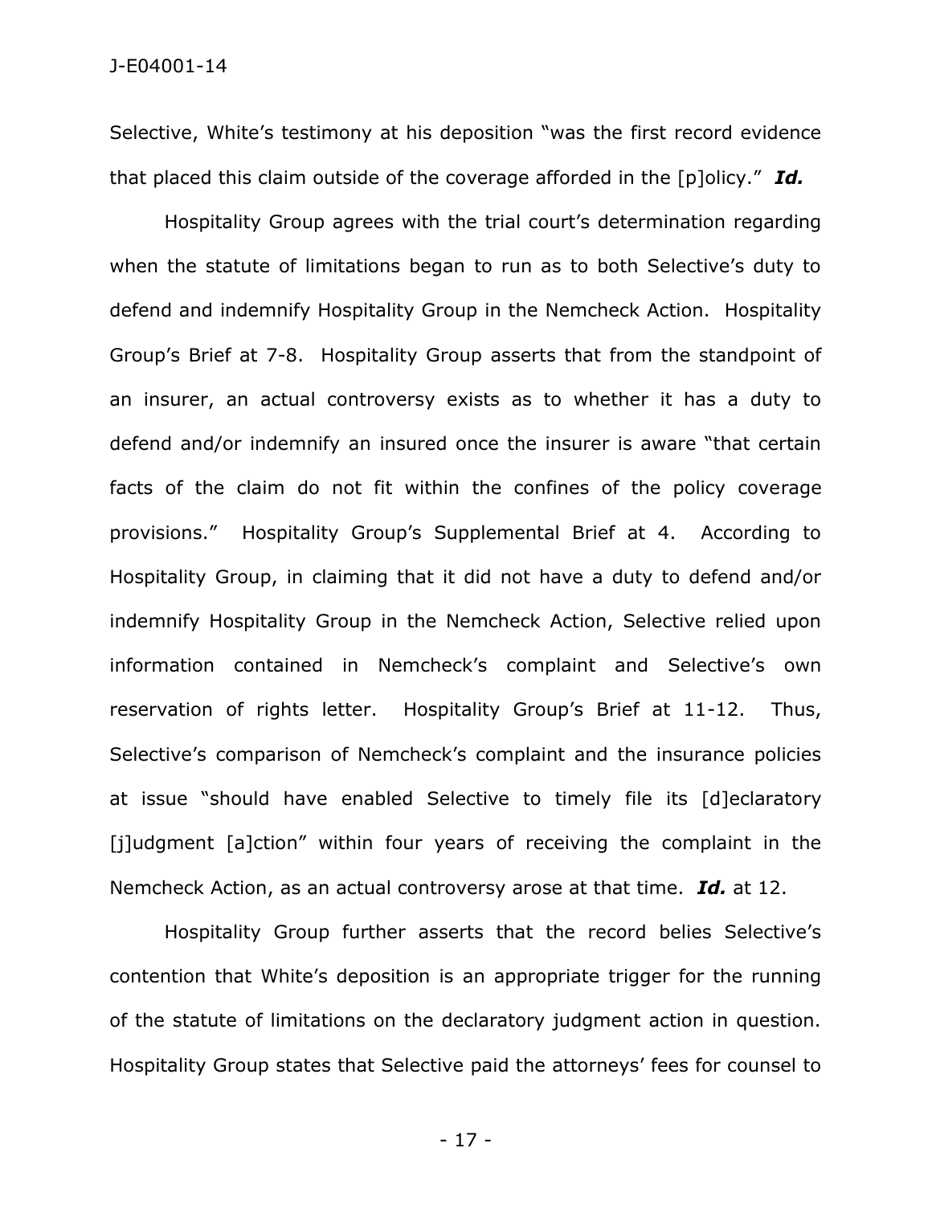Selective, White's testimony at his deposition "was the first record evidence that placed this claim outside of the coverage afforded in the [p]olicy." ***Id.***

Hospitality Group agrees with the trial court's determination regarding when the statute of limitations began to run as to both Selective's duty to defend and indemnify Hospitality Group in the Nemcheck Action. Hospitality Group's Brief at 7-8. Hospitality Group asserts that from the standpoint of an insurer, an actual controversy exists as to whether it has a duty to defend and/or indemnify an insured once the insurer is aware "that certain facts of the claim do not fit within the confines of the policy coverage provisions." Hospitality Group's Supplemental Brief at 4. According to Hospitality Group, in claiming that it did not have a duty to defend and/or indemnify Hospitality Group in the Nemcheck Action, Selective relied upon information contained in Nemcheck's complaint and Selective's own reservation of rights letter. Hospitality Group's Brief at 11-12. Thus, Selective's comparison of Nemcheck's complaint and the insurance policies at issue "should have enabled Selective to timely file its [d]eclaratory [j]udgment [a]ction" within four years of receiving the complaint in the Nemcheck Action, as an actual controversy arose at that time. ***Id.*** at 12.

Hospitality Group further asserts that the record belies Selective's contention that White's deposition is an appropriate trigger for the running of the statute of limitations on the declaratory judgment action in question. Hospitality Group states that Selective paid the attorneys' fees for counsel to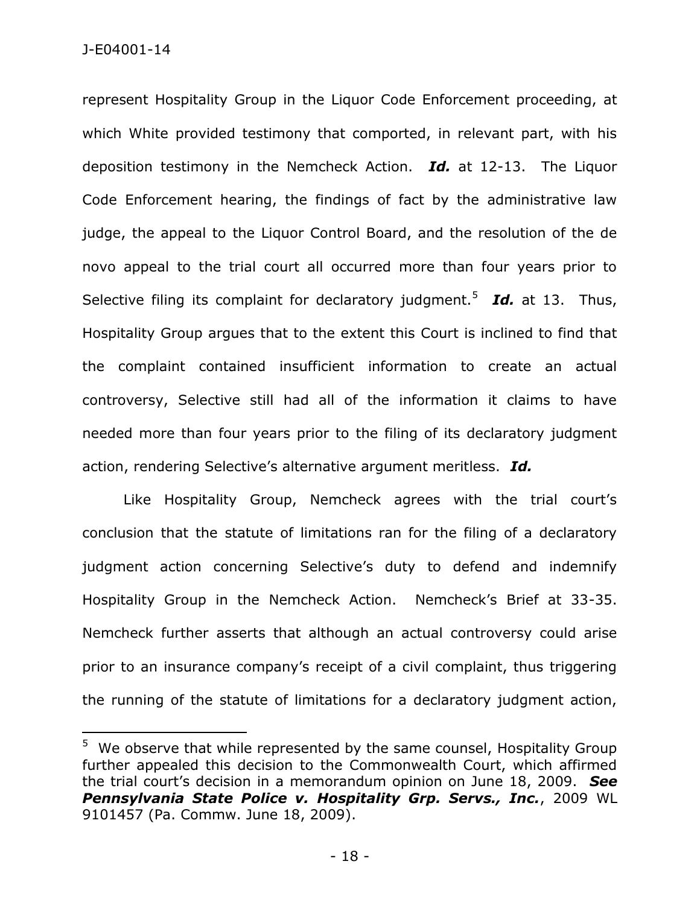represent Hospitality Group in the Liquor Code Enforcement proceeding, at which White provided testimony that comported, in relevant part, with his deposition testimony in the Nemcheck Action. ***Id.*** at 12-13. The Liquor Code Enforcement hearing, the findings of fact by the administrative law judge, the appeal to the Liquor Control Board, and the resolution of the de novo appeal to the trial court all occurred more than four years prior to Selective filing its complaint for declaratory judgment.[5] ***Id.*** at 13. Thus, Hospitality Group argues that to the extent this Court is inclined to find that the complaint contained insufficient information to create an actual controversy, Selective still had all of the information it claims to have needed more than four years prior to the filing of its declaratory judgment action, rendering Selective's alternative argument meritless. ***Id.***

Like Hospitality Group, Nemcheck agrees with the trial court's conclusion that the statute of limitations ran for the filing of a declaratory judgment action concerning Selective's duty to defend and indemnify Hospitality Group in the Nemcheck Action. Nemcheck's Brief at 33-35. Nemcheck further asserts that although an actual controversy could arise prior to an insurance company's receipt of a civil complaint, thus triggering the running of the statute of limitations for a declaratory judgment action,

---

[5] We observe that while represented by the same counsel, Hospitality Group further appealed this decision to the Commonwealth Court, which affirmed the trial court's decision in a memorandum opinion on June 18, 2009. ***See Pennsylvania State Police v. Hospitality Grp. Servs., Inc.***, 2009 WL 9101457 (Pa. Commw. June 18, 2009).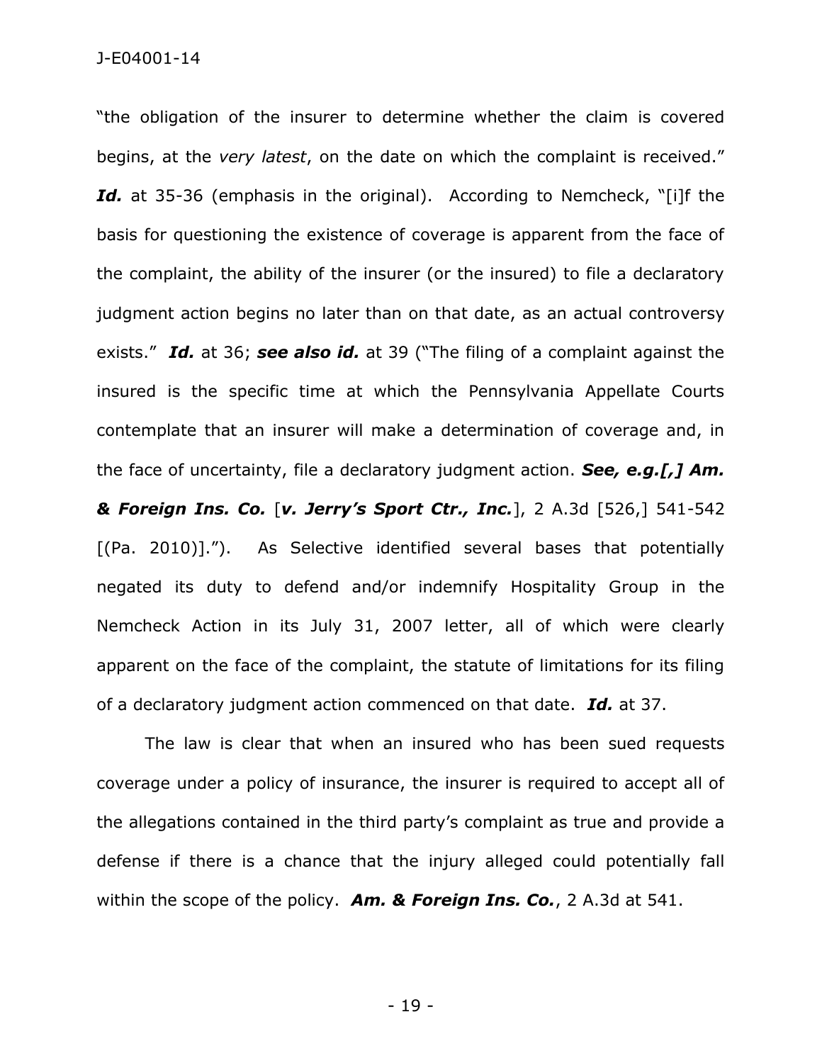"the obligation of the insurer to determine whether the claim is covered begins, at the *very latest*, on the date on which the complaint is received." ***Id.*** at 35-36 (emphasis in the original). According to Nemcheck, "[i]f the basis for questioning the existence of coverage is apparent from the face of the complaint, the ability of the insurer (or the insured) to file a declaratory judgment action begins no later than on that date, as an actual controversy exists." ***Id.*** at 36; ***see also id.*** at 39 ("The filing of a complaint against the insured is the specific time at which the Pennsylvania Appellate Courts contemplate that an insurer will make a determination of coverage and, in the face of uncertainty, file a declaratory judgment action. ***See, e.g.[,] Am. & Foreign Ins. Co.*** [***v. Jerry's Sport Ctr., Inc.***], 2 A.3d [526,] 541-542 [(Pa. 2010)]."). As Selective identified several bases that potentially negated its duty to defend and/or indemnify Hospitality Group in the Nemcheck Action in its July 31, 2007 letter, all of which were clearly apparent on the face of the complaint, the statute of limitations for its filing of a declaratory judgment action commenced on that date. ***Id.*** at 37.

The law is clear that when an insured who has been sued requests coverage under a policy of insurance, the insurer is required to accept all of the allegations contained in the third party's complaint as true and provide a defense if there is a chance that the injury alleged could potentially fall within the scope of the policy. ***Am. & Foreign Ins. Co.***, 2 A.3d at 541.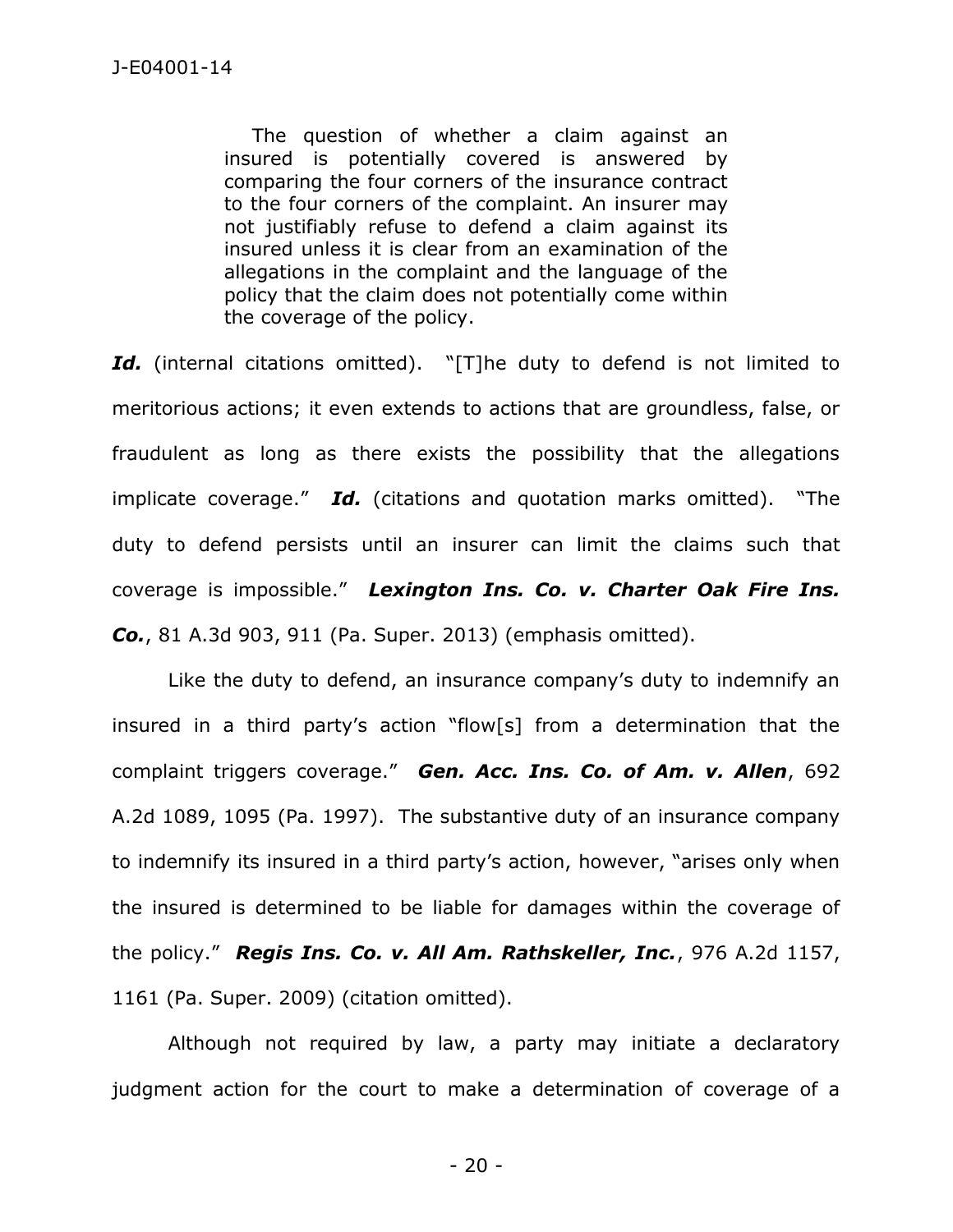> The question of whether a claim against an insured is potentially covered is answered by comparing the four corners of the insurance contract to the four corners of the complaint. An insurer may not justifiably refuse to defend a claim against its insured unless it is clear from an examination of the allegations in the complaint and the language of the policy that the claim does not potentially come within the coverage of the policy.

***Id.*** (internal citations omitted). "[T]he duty to defend is not limited to meritorious actions; it even extends to actions that are groundless, false, or fraudulent as long as there exists the possibility that the allegations implicate coverage." ***Id.*** (citations and quotation marks omitted). "The duty to defend persists until an insurer can limit the claims such that coverage is impossible." ***Lexington Ins. Co. v. Charter Oak Fire Ins. Co.***, 81 A.3d 903, 911 (Pa. Super. 2013) (emphasis omitted).

Like the duty to defend, an insurance company's duty to indemnify an insured in a third party's action "flow[s] from a determination that the complaint triggers coverage." ***Gen. Acc. Ins. Co. of Am. v. Allen***, 692 A.2d 1089, 1095 (Pa. 1997). The substantive duty of an insurance company to indemnify its insured in a third party's action, however, "arises only when the insured is determined to be liable for damages within the coverage of the policy." ***Regis Ins. Co. v. All Am. Rathskeller, Inc.***, 976 A.2d 1157, 1161 (Pa. Super. 2009) (citation omitted).

Although not required by law, a party may initiate a declaratory judgment action for the court to make a determination of coverage of a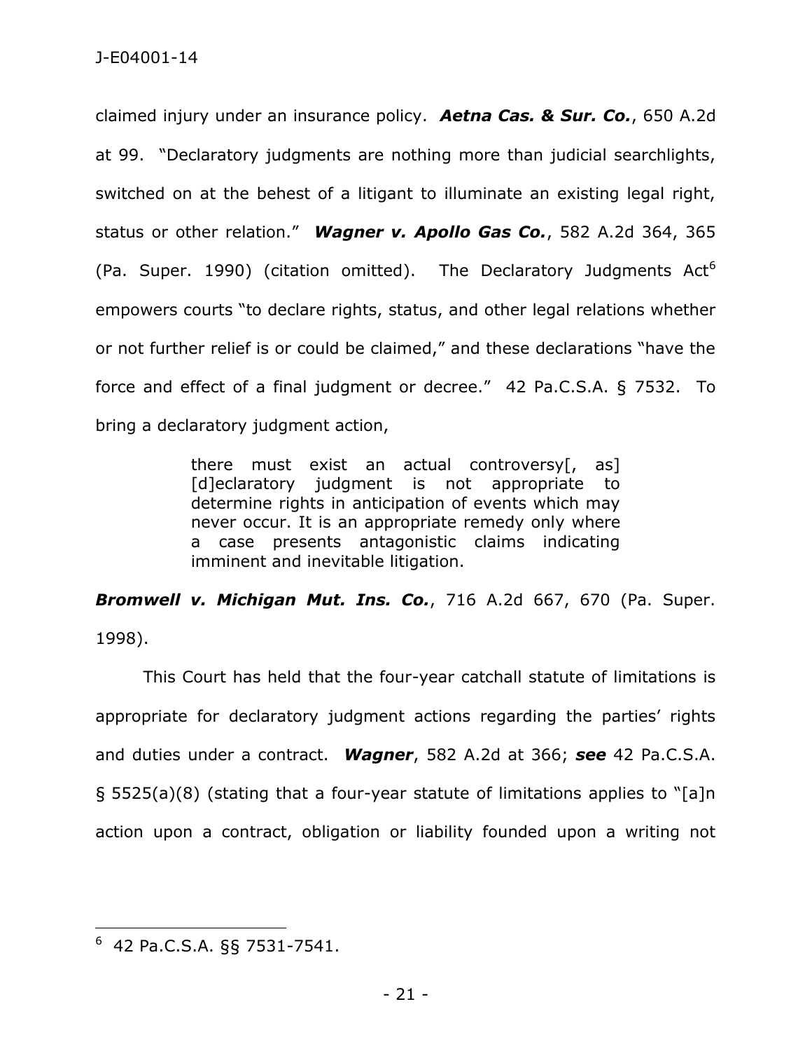claimed injury under an insurance policy. ***Aetna Cas. & Sur. Co.***, 650 A.2d at 99. "Declaratory judgments are nothing more than judicial searchlights, switched on at the behest of a litigant to illuminate an existing legal right, status or other relation." ***Wagner v. Apollo Gas Co.***, 582 A.2d 364, 365 (Pa. Super. 1990) (citation omitted). The Declaratory Judgments Act[6] empowers courts "to declare rights, status, and other legal relations whether or not further relief is or could be claimed," and these declarations "have the force and effect of a final judgment or decree." 42 Pa.C.S.A. § 7532. To bring a declaratory judgment action,

> there must exist an actual controversy[, as] [d]eclaratory judgment is not appropriate to determine rights in anticipation of events which may never occur. It is an appropriate remedy only where a case presents antagonistic claims indicating imminent and inevitable litigation.

***Bromwell v. Michigan Mut. Ins. Co.***, 716 A.2d 667, 670 (Pa. Super. 1998).

This Court has held that the four-year catchall statute of limitations is appropriate for declaratory judgment actions regarding the parties' rights and duties under a contract. ***Wagner***, 582 A.2d at 366; ***see*** 42 Pa.C.S.A. § 5525(a)(8) (stating that a four-year statute of limitations applies to "[a]n action upon a contract, obligation or liability founded upon a writing not

---

[6] 42 Pa.C.S.A. §§ 7531-7541.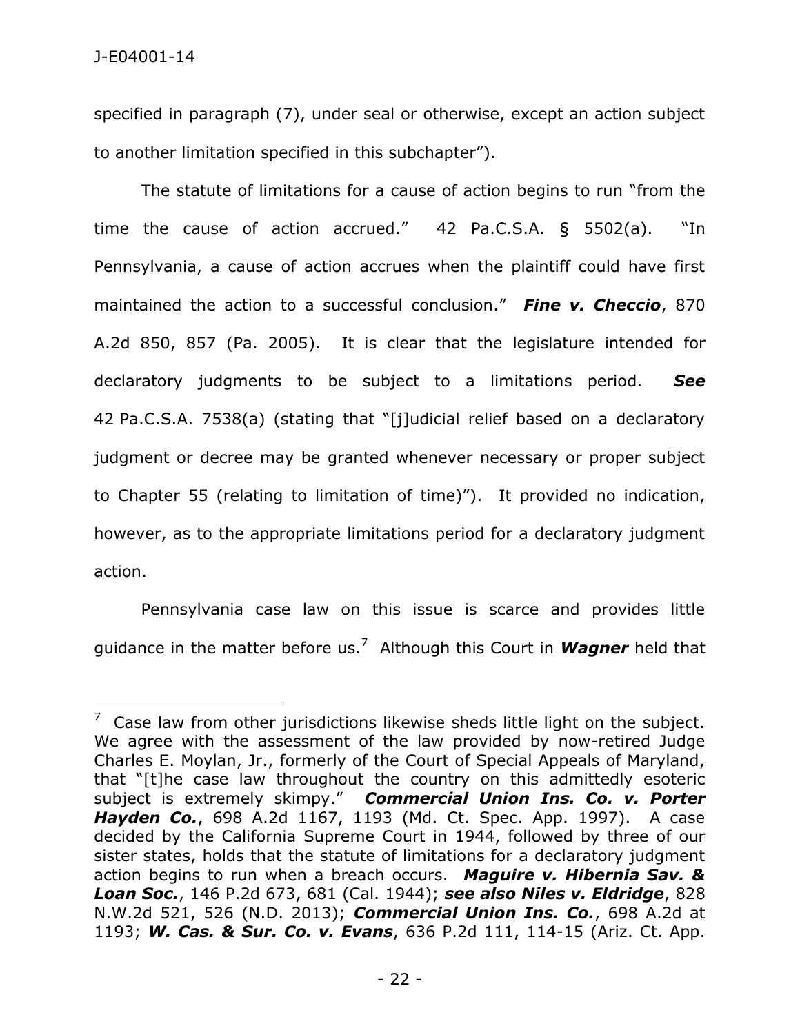specified in paragraph (7), under seal or otherwise, except an action subject to another limitation specified in this subchapter").

The statute of limitations for a cause of action begins to run "from the time the cause of action accrued." 42 Pa.C.S.A. § 5502(a). "In Pennsylvania, a cause of action accrues when the plaintiff could have first maintained the action to a successful conclusion." ***Fine v. Checcio***, 870 A.2d 850, 857 (Pa. 2005). It is clear that the legislature intended for declaratory judgments to be subject to a limitations period. ***See*** 42 Pa.C.S.A. 7538(a) (stating that "[j]udicial relief based on a declaratory judgment or decree may be granted whenever necessary or proper subject to Chapter 55 (relating to limitation of time)"). It provided no indication, however, as to the appropriate limitations period for a declaratory judgment action.

Pennsylvania case law on this issue is scarce and provides little guidance in the matter before us.[7] Although this Court in ***Wagner*** held that

---

[7] Case law from other jurisdictions likewise sheds little light on the subject. We agree with the assessment of the law provided by now-retired Judge Charles E. Moylan, Jr., formerly of the Court of Special Appeals of Maryland, that "[t]he case law throughout the country on this admittedly esoteric subject is extremely skimpy." ***Commercial Union Ins. Co. v. Porter Hayden Co.***, 698 A.2d 1167, 1193 (Md. Ct. Spec. App. 1997). A case decided by the California Supreme Court in 1944, followed by three of our sister states, holds that the statute of limitations for a declaratory judgment action begins to run when a breach occurs. ***Maguire v. Hibernia Sav. & Loan Soc.***, 146 P.2d 673, 681 (Cal. 1944); ***see also Niles v. Eldridge***, 828 N.W.2d 521, 526 (N.D. 2013); ***Commercial Union Ins. Co.***, 698 A.2d at 1193; ***W. Cas. & Sur. Co. v. Evans***, 636 P.2d 111, 114-15 (Ariz. Ct. App.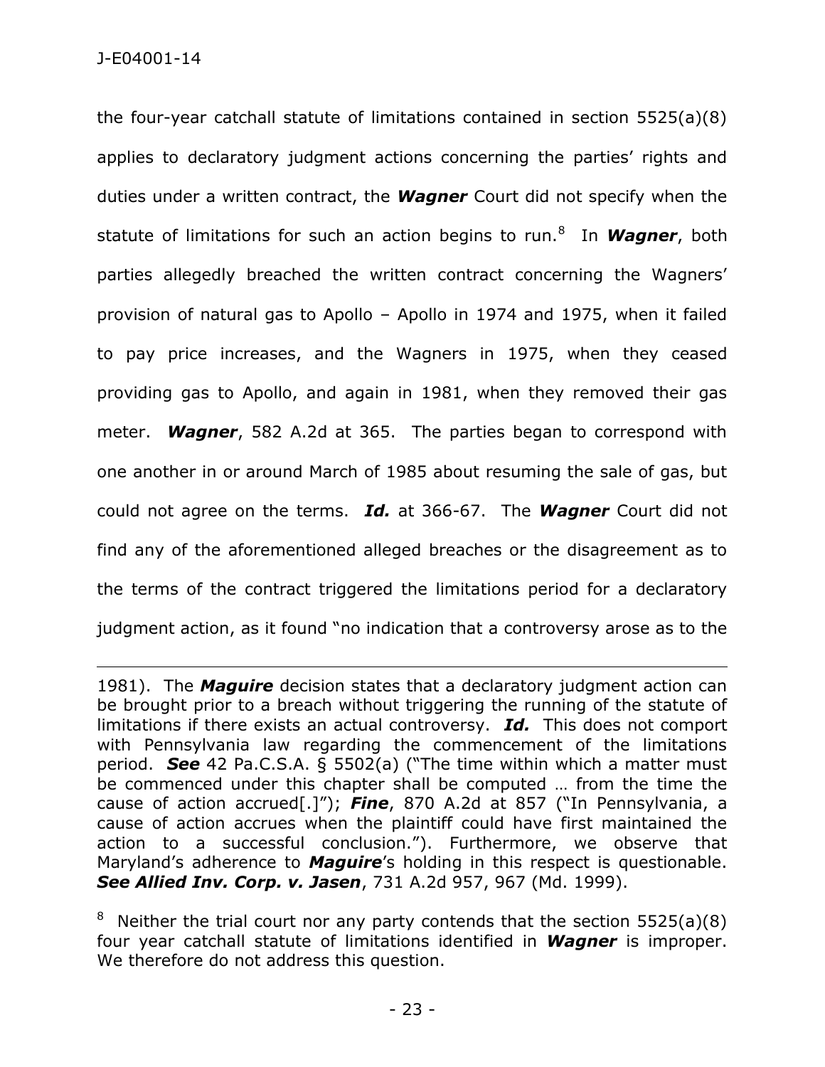the four-year catchall statute of limitations contained in section 5525(a)(8) applies to declaratory judgment actions concerning the parties' rights and duties under a written contract, the ***Wagner*** Court did not specify when the statute of limitations for such an action begins to run.[8] In ***Wagner***, both parties allegedly breached the written contract concerning the Wagners' provision of natural gas to Apollo – Apollo in 1974 and 1975, when it failed to pay price increases, and the Wagners in 1975, when they ceased providing gas to Apollo, and again in 1981, when they removed their gas meter. ***Wagner***, 582 A.2d at 365. The parties began to correspond with one another in or around March of 1985 about resuming the sale of gas, but could not agree on the terms. ***Id.*** at 366-67. The ***Wagner*** Court did not find any of the aforementioned alleged breaches or the disagreement as to the terms of the contract triggered the limitations period for a declaratory judgment action, as it found "no indication that a controversy arose as to the

---

1981). The ***Maguire*** decision states that a declaratory judgment action can be brought prior to a breach without triggering the running of the statute of limitations if there exists an actual controversy. ***Id.*** This does not comport with Pennsylvania law regarding the commencement of the limitations period. ***See*** 42 Pa.C.S.A. § 5502(a) ("The time within which a matter must be commenced under this chapter shall be computed … from the time the cause of action accrued[.]"); ***Fine***, 870 A.2d at 857 ("In Pennsylvania, a cause of action accrues when the plaintiff could have first maintained the action to a successful conclusion."). Furthermore, we observe that Maryland's adherence to ***Maguire***'s holding in this respect is questionable. ***See Allied Inv. Corp. v. Jasen***, 731 A.2d 957, 967 (Md. 1999).

[8] Neither the trial court nor any party contends that the section 5525(a)(8) four year catchall statute of limitations identified in ***Wagner*** is improper. We therefore do not address this question.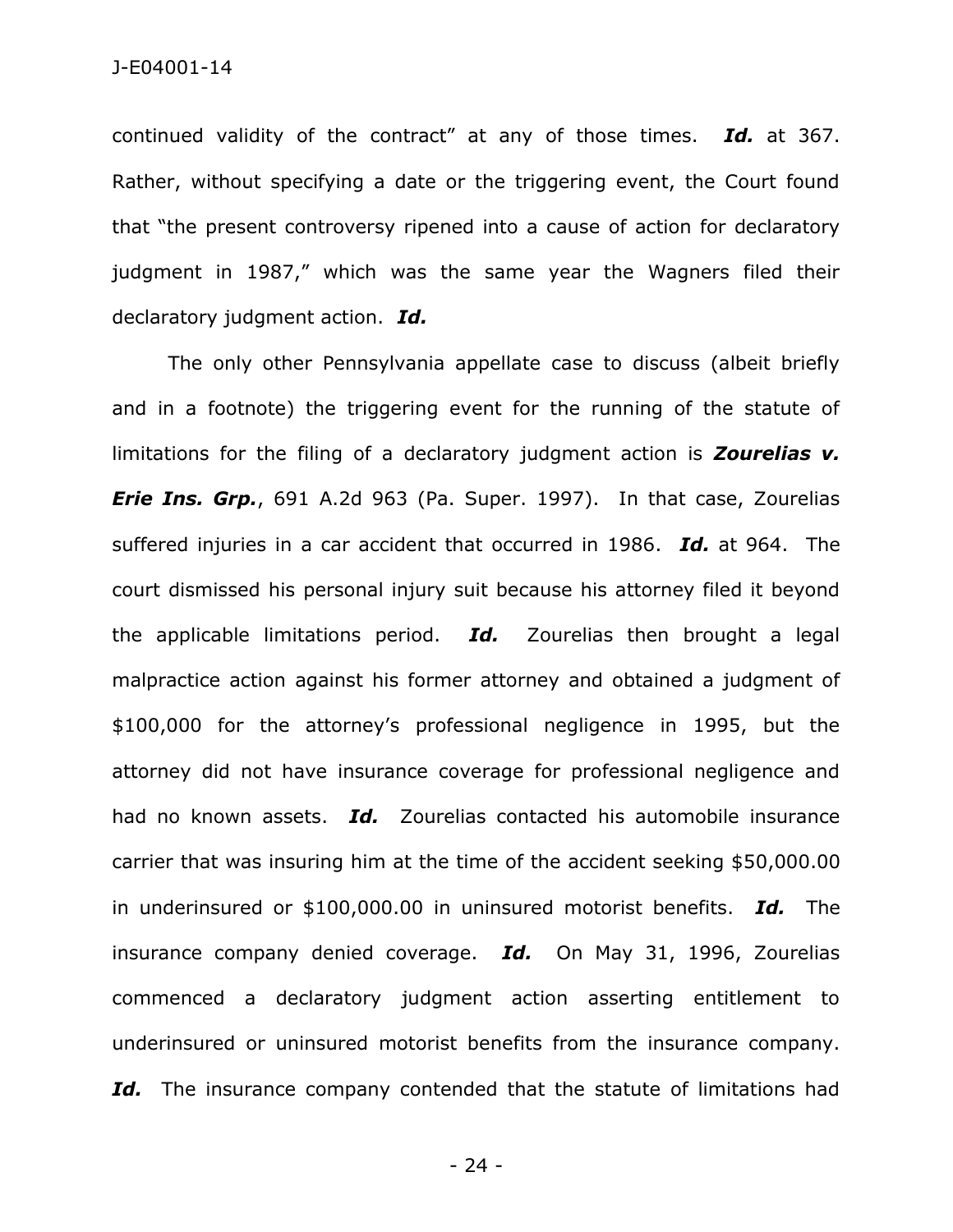continued validity of the contract" at any of those times. ***Id.*** at 367. Rather, without specifying a date or the triggering event, the Court found that "the present controversy ripened into a cause of action for declaratory judgment in 1987," which was the same year the Wagners filed their declaratory judgment action. ***Id.***

The only other Pennsylvania appellate case to discuss (albeit briefly and in a footnote) the triggering event for the running of the statute of limitations for the filing of a declaratory judgment action is ***Zourelias v. Erie Ins. Grp.***, 691 A.2d 963 (Pa. Super. 1997). In that case, Zourelias suffered injuries in a car accident that occurred in 1986. ***Id.*** at 964. The court dismissed his personal injury suit because his attorney filed it beyond the applicable limitations period. ***Id.*** Zourelias then brought a legal malpractice action against his former attorney and obtained a judgment of $100,000 for the attorney's professional negligence in 1995, but the attorney did not have insurance coverage for professional negligence and had no known assets. ***Id.*** Zourelias contacted his automobile insurance carrier that was insuring him at the time of the accident seeking $50,000.00 in underinsured or $100,000.00 in uninsured motorist benefits. ***Id.*** The insurance company denied coverage. ***Id.*** On May 31, 1996, Zourelias commenced a declaratory judgment action asserting entitlement to underinsured or uninsured motorist benefits from the insurance company. ***Id.*** The insurance company contended that the statute of limitations had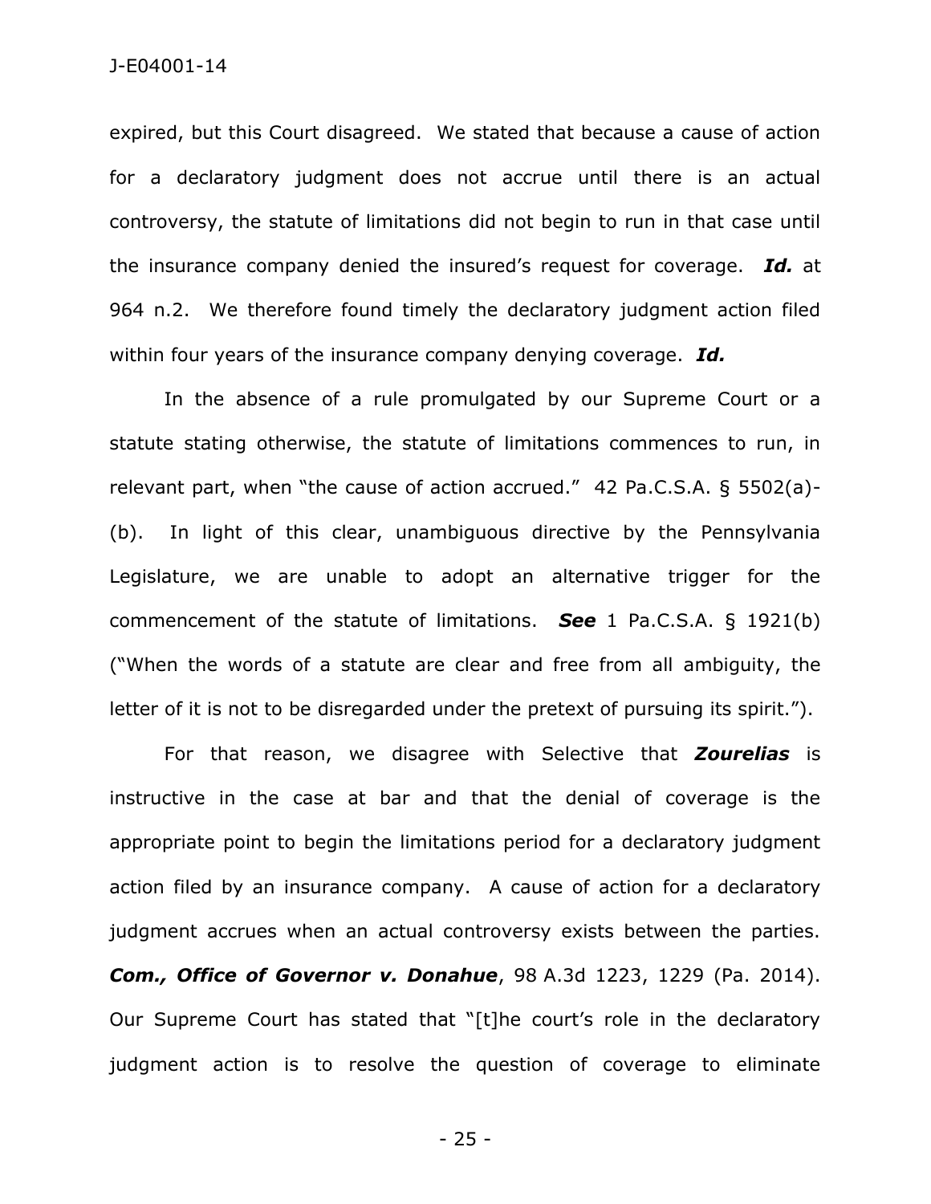expired, but this Court disagreed. We stated that because a cause of action for a declaratory judgment does not accrue until there is an actual controversy, the statute of limitations did not begin to run in that case until the insurance company denied the insured's request for coverage. ***Id.*** at 964 n.2. We therefore found timely the declaratory judgment action filed within four years of the insurance company denying coverage. ***Id.***

In the absence of a rule promulgated by our Supreme Court or a statute stating otherwise, the statute of limitations commences to run, in relevant part, when "the cause of action accrued." 42 Pa.C.S.A. § 5502(a)-(b). In light of this clear, unambiguous directive by the Pennsylvania Legislature, we are unable to adopt an alternative trigger for the commencement of the statute of limitations. ***See*** 1 Pa.C.S.A. § 1921(b) ("When the words of a statute are clear and free from all ambiguity, the letter of it is not to be disregarded under the pretext of pursuing its spirit.").

For that reason, we disagree with Selective that ***Zourelias*** is instructive in the case at bar and that the denial of coverage is the appropriate point to begin the limitations period for a declaratory judgment action filed by an insurance company. A cause of action for a declaratory judgment accrues when an actual controversy exists between the parties. ***Com., Office of Governor v. Donahue***, 98 A.3d 1223, 1229 (Pa. 2014). Our Supreme Court has stated that "[t]he court's role in the declaratory judgment action is to resolve the question of coverage to eliminate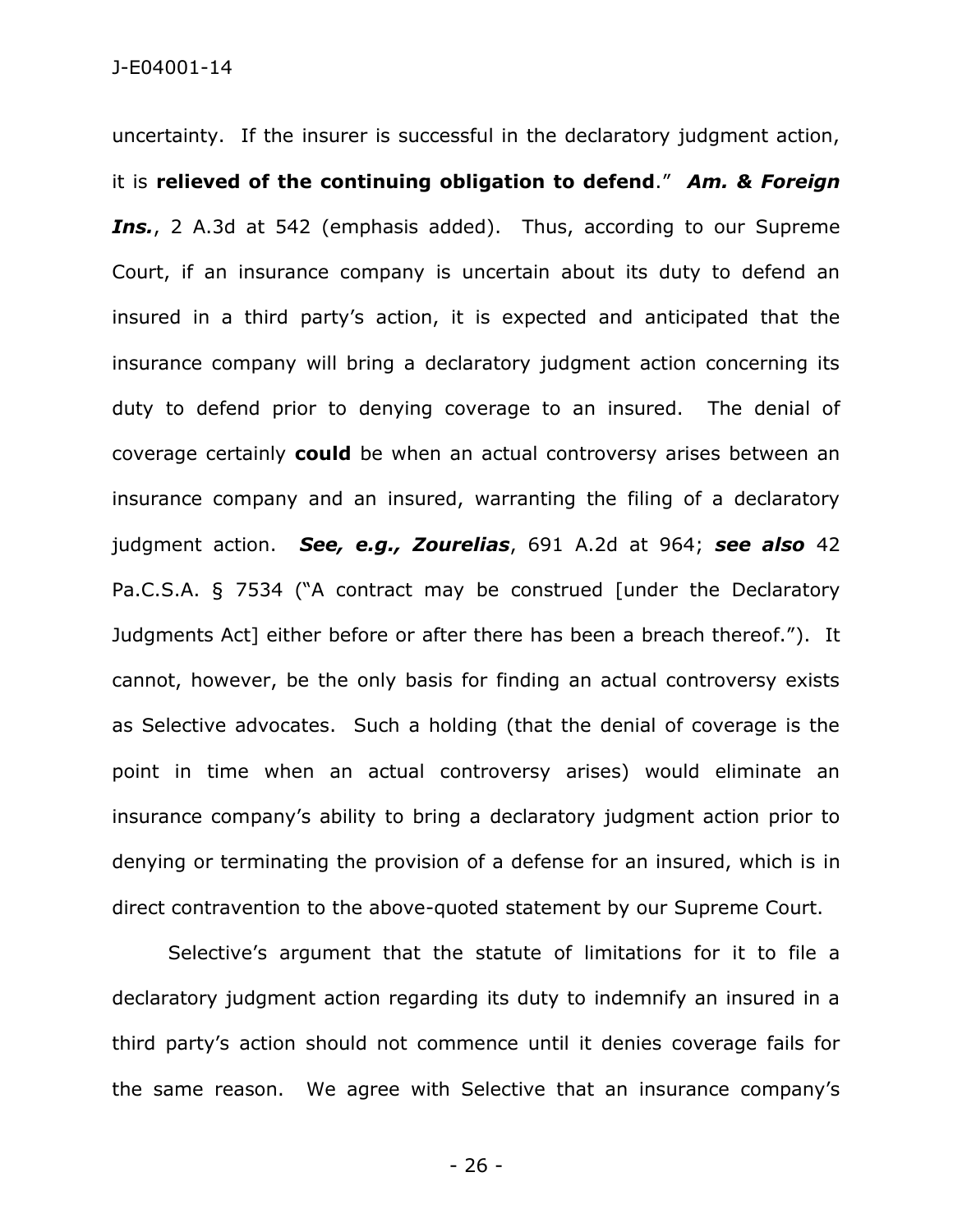uncertainty. If the insurer is successful in the declaratory judgment action, it is **relieved of the continuing obligation to defend**." ***Am. & Foreign Ins.***, 2 A.3d at 542 (emphasis added). Thus, according to our Supreme Court, if an insurance company is uncertain about its duty to defend an insured in a third party's action, it is expected and anticipated that the insurance company will bring a declaratory judgment action concerning its duty to defend prior to denying coverage to an insured. The denial of coverage certainly **could** be when an actual controversy arises between an insurance company and an insured, warranting the filing of a declaratory judgment action. ***See, e.g., Zourelias***, 691 A.2d at 964; ***see also*** 42 Pa.C.S.A. § 7534 ("A contract may be construed [under the Declaratory Judgments Act] either before or after there has been a breach thereof."). It cannot, however, be the only basis for finding an actual controversy exists as Selective advocates. Such a holding (that the denial of coverage is the point in time when an actual controversy arises) would eliminate an insurance company's ability to bring a declaratory judgment action prior to denying or terminating the provision of a defense for an insured, which is in direct contravention to the above-quoted statement by our Supreme Court.

Selective's argument that the statute of limitations for it to file a declaratory judgment action regarding its duty to indemnify an insured in a third party's action should not commence until it denies coverage fails for the same reason. We agree with Selective that an insurance company's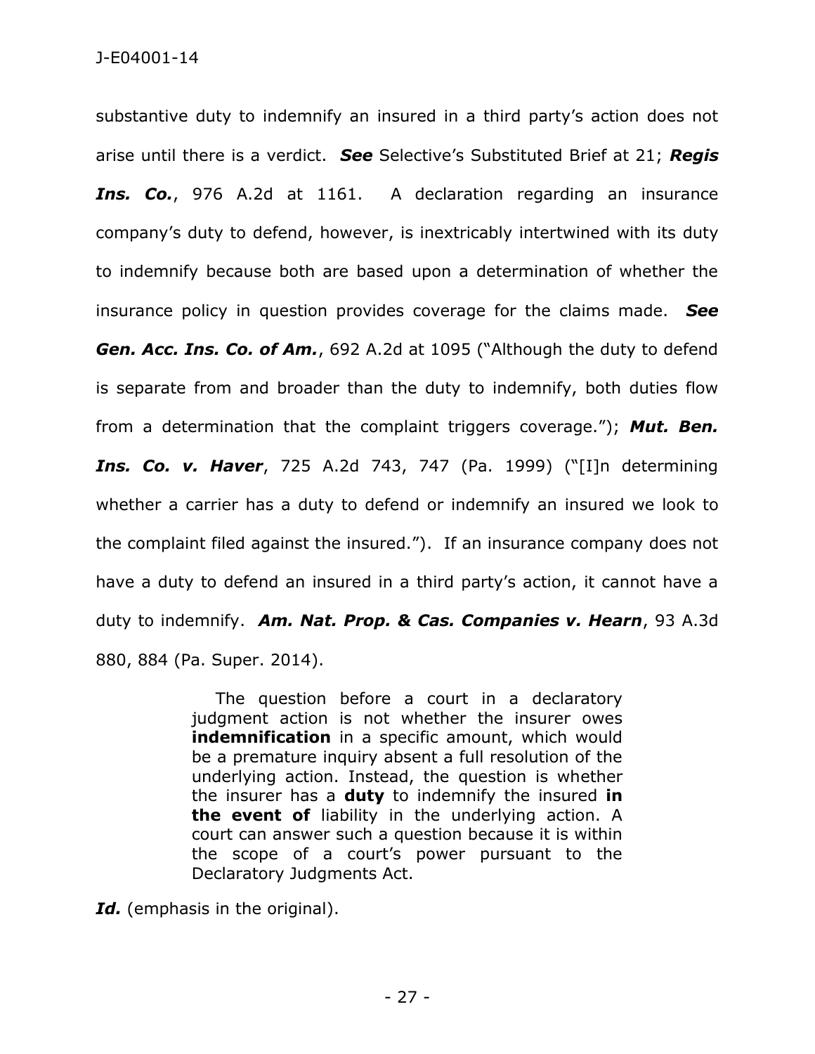substantive duty to indemnify an insured in a third party's action does not arise until there is a verdict. ***See*** Selective's Substituted Brief at 21; ***Regis Ins. Co.***, 976 A.2d at 1161. A declaration regarding an insurance company's duty to defend, however, is inextricably intertwined with its duty to indemnify because both are based upon a determination of whether the insurance policy in question provides coverage for the claims made. ***See Gen. Acc. Ins. Co. of Am.***, 692 A.2d at 1095 ("Although the duty to defend is separate from and broader than the duty to indemnify, both duties flow from a determination that the complaint triggers coverage."); ***Mut. Ben. Ins. Co. v. Haver***, 725 A.2d 743, 747 (Pa. 1999) ("[I]n determining whether a carrier has a duty to defend or indemnify an insured we look to the complaint filed against the insured."). If an insurance company does not have a duty to defend an insured in a third party's action, it cannot have a duty to indemnify. ***Am. Nat. Prop. & Cas. Companies v. Hearn***, 93 A.3d 880, 884 (Pa. Super. 2014).

> The question before a court in a declaratory judgment action is not whether the insurer owes **indemnification** in a specific amount, which would be a premature inquiry absent a full resolution of the underlying action. Instead, the question is whether the insurer has a **duty** to indemnify the insured **in the event of** liability in the underlying action. A court can answer such a question because it is within the scope of a court's power pursuant to the Declaratory Judgments Act.

***Id.*** (emphasis in the original).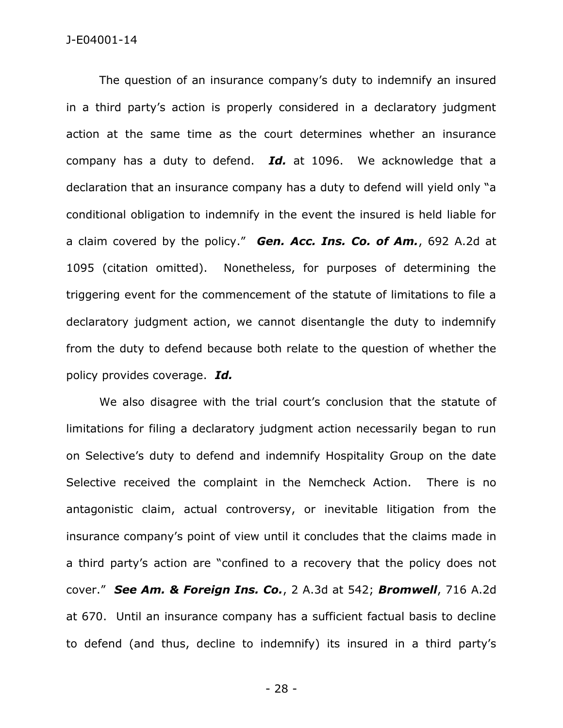The question of an insurance company's duty to indemnify an insured in a third party's action is properly considered in a declaratory judgment action at the same time as the court determines whether an insurance company has a duty to defend. ***Id.*** at 1096. We acknowledge that a declaration that an insurance company has a duty to defend will yield only "a conditional obligation to indemnify in the event the insured is held liable for a claim covered by the policy." ***Gen. Acc. Ins. Co. of Am.***, 692 A.2d at 1095 (citation omitted). Nonetheless, for purposes of determining the triggering event for the commencement of the statute of limitations to file a declaratory judgment action, we cannot disentangle the duty to indemnify from the duty to defend because both relate to the question of whether the policy provides coverage. ***Id.***

We also disagree with the trial court's conclusion that the statute of limitations for filing a declaratory judgment action necessarily began to run on Selective's duty to defend and indemnify Hospitality Group on the date Selective received the complaint in the Nemcheck Action. There is no antagonistic claim, actual controversy, or inevitable litigation from the insurance company's point of view until it concludes that the claims made in a third party's action are "confined to a recovery that the policy does not cover." ***See Am. & Foreign Ins. Co.***, 2 A.3d at 542; ***Bromwell***, 716 A.2d at 670. Until an insurance company has a sufficient factual basis to decline to defend (and thus, decline to indemnify) its insured in a third party's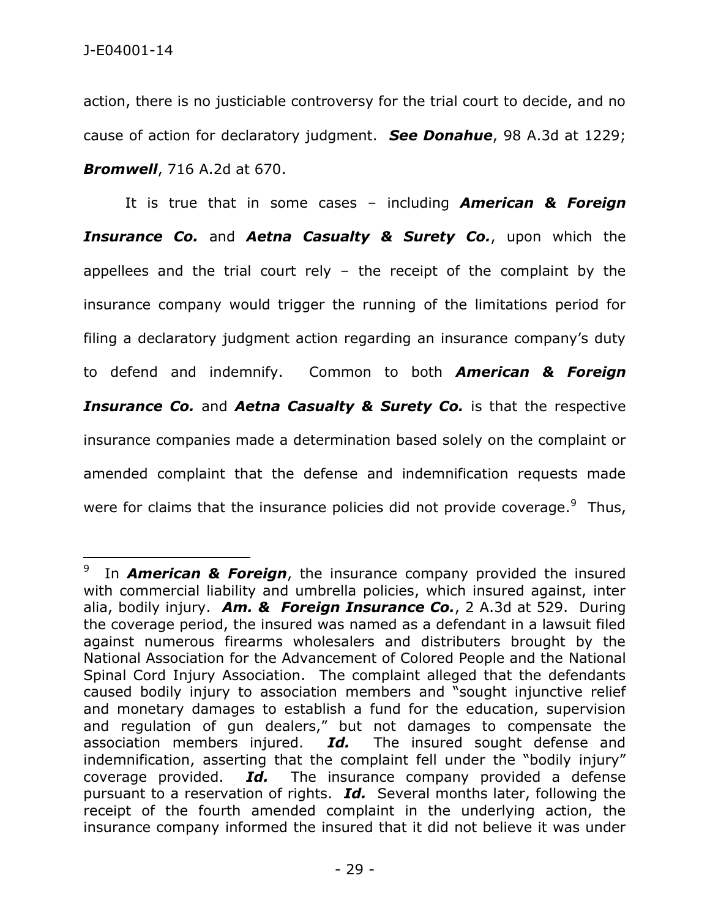action, there is no justiciable controversy for the trial court to decide, and no cause of action for declaratory judgment. ***See Donahue***, 98 A.3d at 1229; ***Bromwell***, 716 A.2d at 670.

It is true that in some cases – including ***American & Foreign Insurance Co.*** and ***Aetna Casualty & Surety Co.***, upon which the appellees and the trial court rely – the receipt of the complaint by the insurance company would trigger the running of the limitations period for filing a declaratory judgment action regarding an insurance company's duty to defend and indemnify. Common to both ***American & Foreign Insurance Co.*** and ***Aetna Casualty & Surety Co.*** is that the respective insurance companies made a determination based solely on the complaint or amended complaint that the defense and indemnification requests made were for claims that the insurance policies did not provide coverage.[9] Thus,

---

[9] In ***American & Foreign***, the insurance company provided the insured with commercial liability and umbrella policies, which insured against, inter alia, bodily injury. ***Am. & Foreign Insurance Co.***, 2 A.3d at 529. During the coverage period, the insured was named as a defendant in a lawsuit filed against numerous firearms wholesalers and distributers brought by the National Association for the Advancement of Colored People and the National Spinal Cord Injury Association. The complaint alleged that the defendants caused bodily injury to association members and "sought injunctive relief and monetary damages to establish a fund for the education, supervision and regulation of gun dealers," but not damages to compensate the association members injured. ***Id.*** The insured sought defense and indemnification, asserting that the complaint fell under the "bodily injury" coverage provided. ***Id.*** The insurance company provided a defense pursuant to a reservation of rights. ***Id.*** Several months later, following the receipt of the fourth amended complaint in the underlying action, the insurance company informed the insured that it did not believe it was under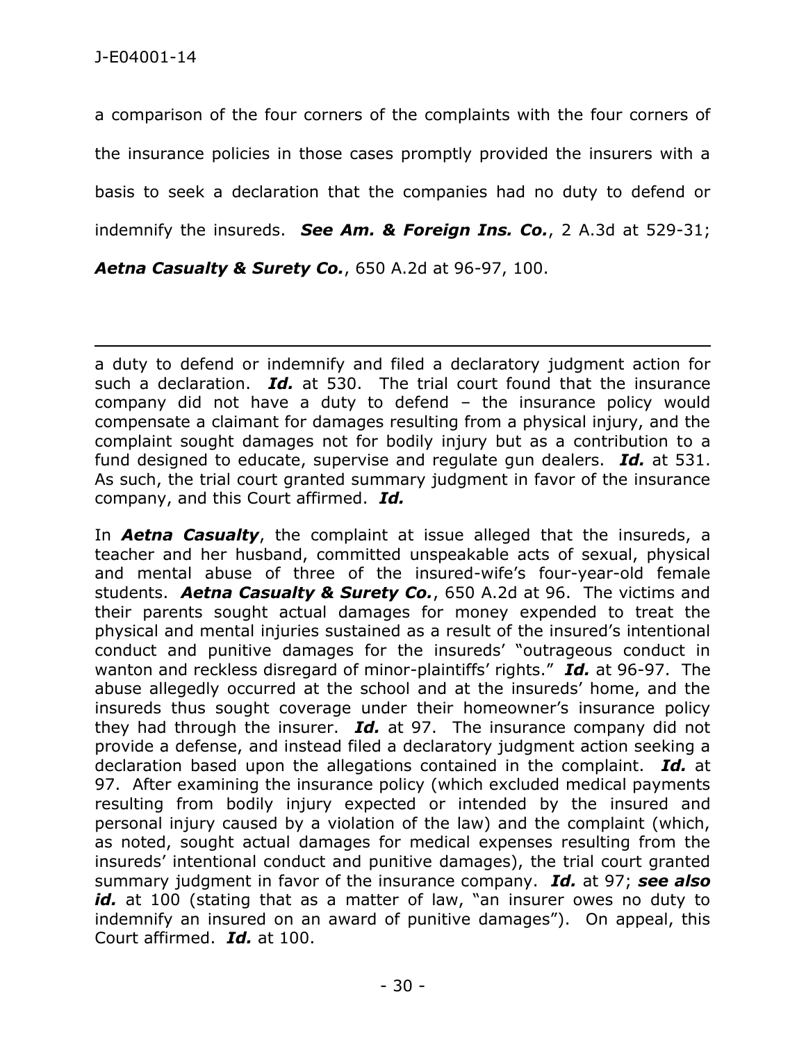a comparison of the four corners of the complaints with the four corners of the insurance policies in those cases promptly provided the insurers with a basis to seek a declaration that the companies had no duty to defend or indemnify the insureds. ***See Am. & Foreign Ins. Co.***, 2 A.3d at 529-31; ***Aetna Casualty & Surety Co.***, 650 A.2d at 96-97, 100.

---

a duty to defend or indemnify and filed a declaratory judgment action for such a declaration. ***Id.*** at 530. The trial court found that the insurance company did not have a duty to defend – the insurance policy would compensate a claimant for damages resulting from a physical injury, and the complaint sought damages not for bodily injury but as a contribution to a fund designed to educate, supervise and regulate gun dealers. ***Id.*** at 531. As such, the trial court granted summary judgment in favor of the insurance company, and this Court affirmed. ***Id.***

In ***Aetna Casualty***, the complaint at issue alleged that the insureds, a teacher and her husband, committed unspeakable acts of sexual, physical and mental abuse of three of the insured-wife's four-year-old female students. ***Aetna Casualty & Surety Co.***, 650 A.2d at 96. The victims and their parents sought actual damages for money expended to treat the physical and mental injuries sustained as a result of the insured's intentional conduct and punitive damages for the insureds' "outrageous conduct in wanton and reckless disregard of minor-plaintiffs' rights." ***Id.*** at 96-97. The abuse allegedly occurred at the school and at the insureds' home, and the insureds thus sought coverage under their homeowner's insurance policy they had through the insurer. ***Id.*** at 97. The insurance company did not provide a defense, and instead filed a declaratory judgment action seeking a declaration based upon the allegations contained in the complaint. ***Id.*** at 97. After examining the insurance policy (which excluded medical payments resulting from bodily injury expected or intended by the insured and personal injury caused by a violation of the law) and the complaint (which, as noted, sought actual damages for medical expenses resulting from the insureds' intentional conduct and punitive damages), the trial court granted summary judgment in favor of the insurance company. ***Id.*** at 97; ***see also id.*** at 100 (stating that as a matter of law, "an insurer owes no duty to indemnify an insured on an award of punitive damages"). On appeal, this Court affirmed. ***Id.*** at 100.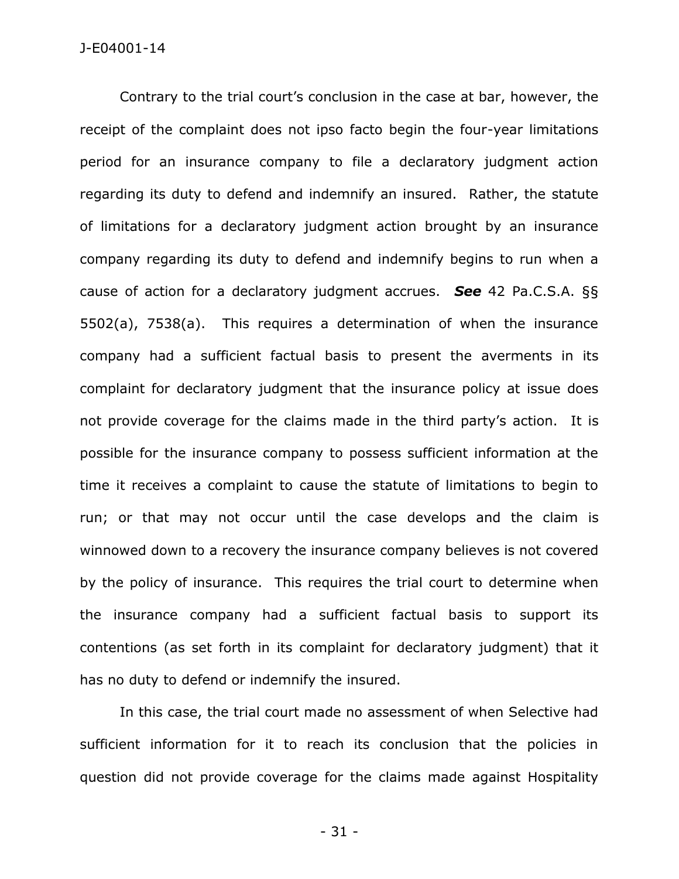Contrary to the trial court's conclusion in the case at bar, however, the receipt of the complaint does not ipso facto begin the four-year limitations period for an insurance company to file a declaratory judgment action regarding its duty to defend and indemnify an insured. Rather, the statute of limitations for a declaratory judgment action brought by an insurance company regarding its duty to defend and indemnify begins to run when a cause of action for a declaratory judgment accrues. ***See*** 42 Pa.C.S.A. §§ 5502(a), 7538(a). This requires a determination of when the insurance company had a sufficient factual basis to present the averments in its complaint for declaratory judgment that the insurance policy at issue does not provide coverage for the claims made in the third party's action. It is possible for the insurance company to possess sufficient information at the time it receives a complaint to cause the statute of limitations to begin to run; or that may not occur until the case develops and the claim is winnowed down to a recovery the insurance company believes is not covered by the policy of insurance. This requires the trial court to determine when the insurance company had a sufficient factual basis to support its contentions (as set forth in its complaint for declaratory judgment) that it has no duty to defend or indemnify the insured.

In this case, the trial court made no assessment of when Selective had sufficient information for it to reach its conclusion that the policies in question did not provide coverage for the claims made against Hospitality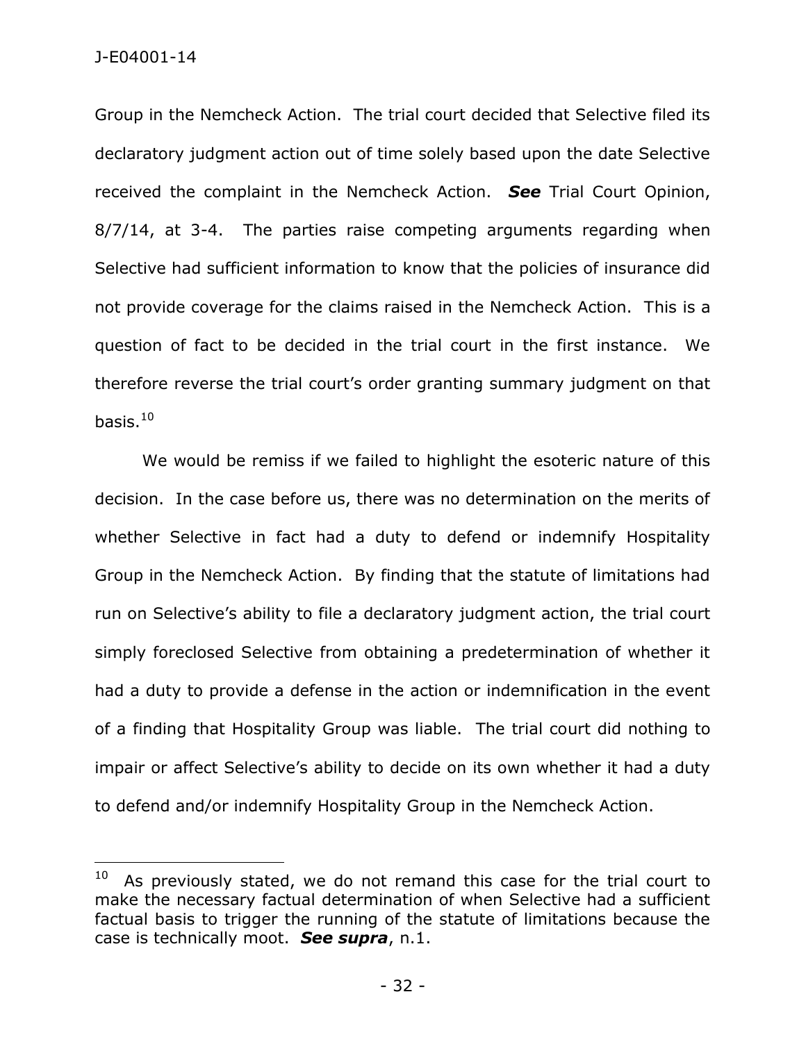Group in the Nemcheck Action. The trial court decided that Selective filed its declaratory judgment action out of time solely based upon the date Selective received the complaint in the Nemcheck Action. ***See*** Trial Court Opinion, 8/7/14, at 3-4. The parties raise competing arguments regarding when Selective had sufficient information to know that the policies of insurance did not provide coverage for the claims raised in the Nemcheck Action. This is a question of fact to be decided in the trial court in the first instance. We therefore reverse the trial court's order granting summary judgment on that basis.[10]

We would be remiss if we failed to highlight the esoteric nature of this decision. In the case before us, there was no determination on the merits of whether Selective in fact had a duty to defend or indemnify Hospitality Group in the Nemcheck Action. By finding that the statute of limitations had run on Selective's ability to file a declaratory judgment action, the trial court simply foreclosed Selective from obtaining a predetermination of whether it had a duty to provide a defense in the action or indemnification in the event of a finding that Hospitality Group was liable. The trial court did nothing to impair or affect Selective's ability to decide on its own whether it had a duty to defend and/or indemnify Hospitality Group in the Nemcheck Action.

---

[10] As previously stated, we do not remand this case for the trial court to make the necessary factual determination of when Selective had a sufficient factual basis to trigger the running of the statute of limitations because the case is technically moot. ***See supra***, n.1.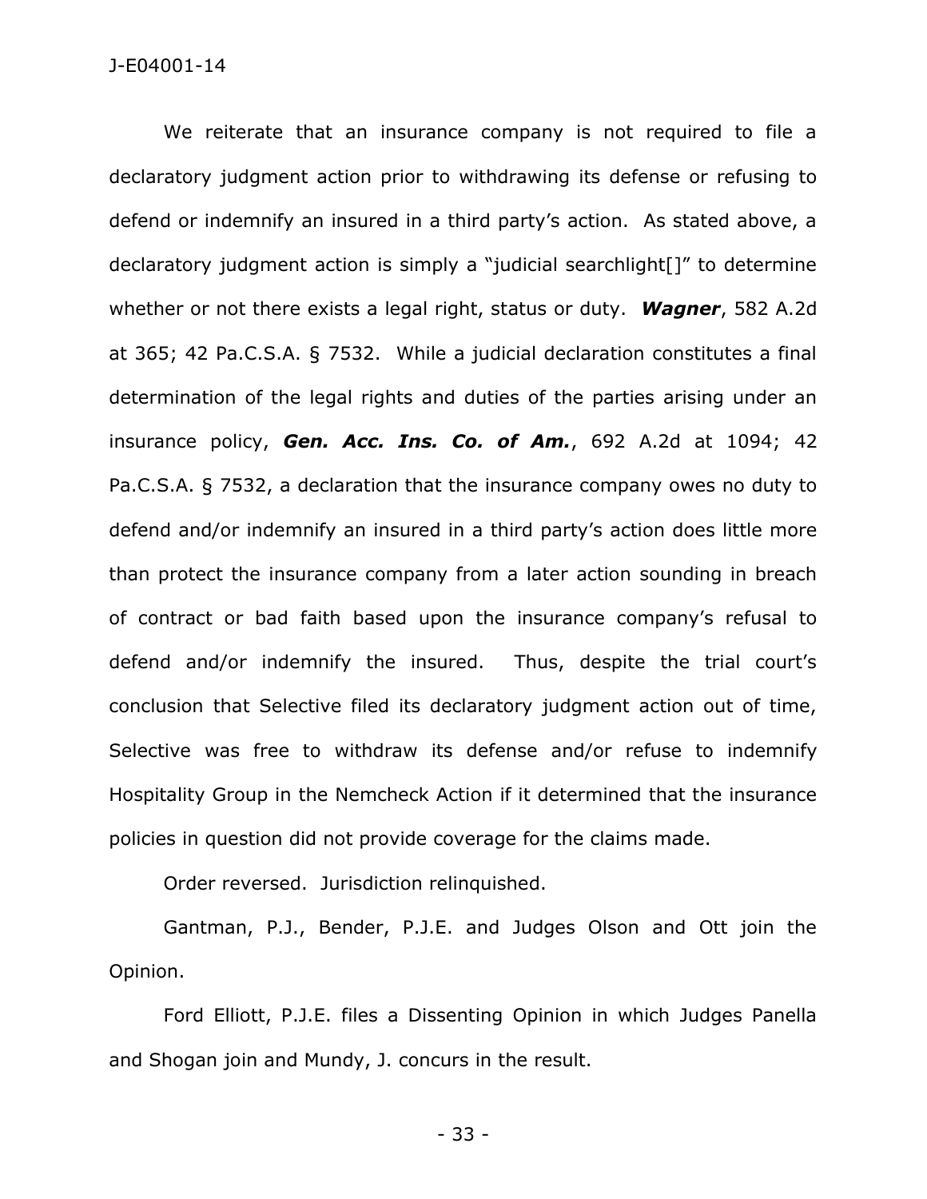We reiterate that an insurance company is not required to file a declaratory judgment action prior to withdrawing its defense or refusing to defend or indemnify an insured in a third party's action. As stated above, a declaratory judgment action is simply a "judicial searchlight[]" to determine whether or not there exists a legal right, status or duty. ***Wagner***, 582 A.2d at 365; 42 Pa.C.S.A. § 7532. While a judicial declaration constitutes a final determination of the legal rights and duties of the parties arising under an insurance policy, ***Gen. Acc. Ins. Co. of Am.***, 692 A.2d at 1094; 42 Pa.C.S.A. § 7532, a declaration that the insurance company owes no duty to defend and/or indemnify an insured in a third party's action does little more than protect the insurance company from a later action sounding in breach of contract or bad faith based upon the insurance company's refusal to defend and/or indemnify the insured. Thus, despite the trial court's conclusion that Selective filed its declaratory judgment action out of time, Selective was free to withdraw its defense and/or refuse to indemnify Hospitality Group in the Nemcheck Action if it determined that the insurance policies in question did not provide coverage for the claims made.

Order reversed. Jurisdiction relinquished.

Gantman, P.J., Bender, P.J.E. and Judges Olson and Ott join the Opinion.

Ford Elliott, P.J.E. files a Dissenting Opinion in which Judges Panella and Shogan join and Mundy, J. concurs in the result.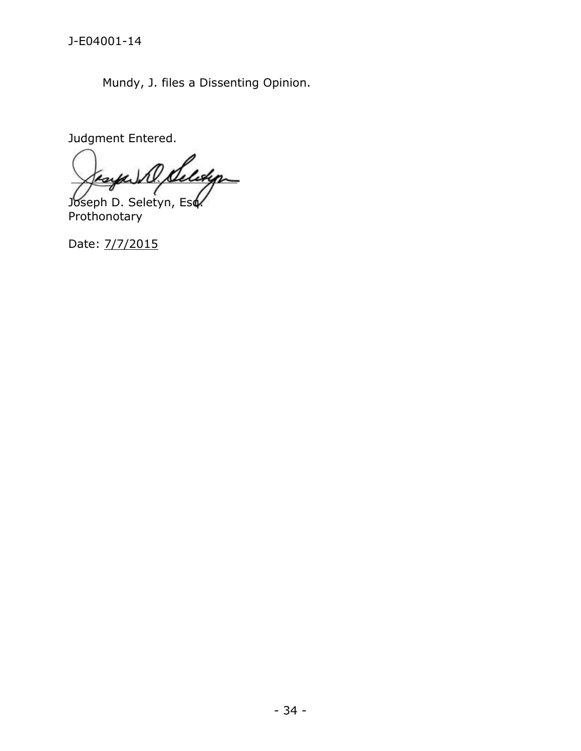Mundy, J. files a Dissenting Opinion.

Judgment Entered.

Joseph D. Seletyn, Esq.
Prothonotary

Date: 7/7/2015